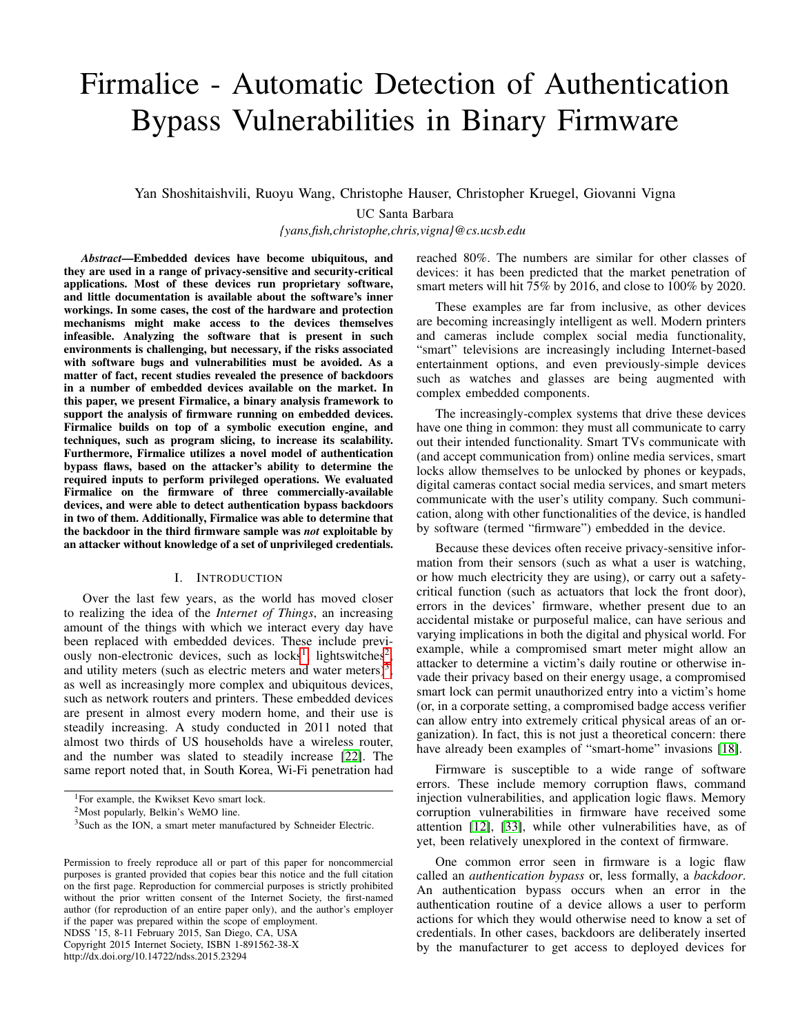# Firmalice - Automatic Detection of Authentication Bypass Vulnerabilities in Binary Firmware

Yan Shoshitaishvili, Ruoyu Wang, Christophe Hauser, Christopher Kruegel, Giovanni Vigna

UC Santa Barbara

*{yans,fish,christophe,chris,vigna}@cs.ucsb.edu*

***Abstract*—Embedded devices have become ubiquitous, and they are used in a range of privacy-sensitive and security-critical applications. Most of these devices run proprietary software, and little documentation is available about the software's inner workings. In some cases, the cost of the hardware and protection mechanisms might make access to the devices themselves infeasible. Analyzing the software that is present in such environments is challenging, but necessary, if the risks associated with software bugs and vulnerabilities must be avoided. As a matter of fact, recent studies revealed the presence of backdoors in a number of embedded devices available on the market. In this paper, we present Firmalice, a binary analysis framework to support the analysis of firmware running on embedded devices. Firmalice builds on top of a symbolic execution engine, and techniques, such as program slicing, to increase its scalability. Furthermore, Firmalice utilizes a novel model of authentication bypass flaws, based on the attacker's ability to determine the required inputs to perform privileged operations. We evaluated Firmalice on the firmware of three commercially-available devices, and were able to detect authentication bypass backdoors in two of them. Additionally, Firmalice was able to determine that the backdoor in the third firmware sample was *not* exploitable by an attacker without knowledge of a set of unprivileged credentials.**

## I. Introduction

Over the last few years, as the world has moved closer to realizing the idea of the *Internet of Things*, an increasing amount of the things with which we interact every day have been replaced with embedded devices. These include previously non-electronic devices, such as locks[1], lightswitches[2], and utility meters (such as electric meters and water meters)[3], as well as increasingly more complex and ubiquitous devices, such as network routers and printers. These embedded devices are present in almost every modern home, and their use is steadily increasing. A study conducted in 2011 noted that almost two thirds of US households have a wireless router, and the number was slated to steadily increase [22]. The same report noted that, in South Korea, Wi-Fi penetration had reached 80%. The numbers are similar for other classes of devices: it has been predicted that the market penetration of smart meters will hit 75% by 2016, and close to 100% by 2020.

These examples are far from inclusive, as other devices are becoming increasingly intelligent as well. Modern printers and cameras include complex social media functionality, "smart" televisions are increasingly including Internet-based entertainment options, and even previously-simple devices such as watches and glasses are being augmented with complex embedded components.

The increasingly-complex systems that drive these devices have one thing in common: they must all communicate to carry out their intended functionality. Smart TVs communicate with (and accept communication from) online media services, smart locks allow themselves to be unlocked by phones or keypads, digital cameras contact social media services, and smart meters communicate with the user's utility company. Such communication, along with other functionalities of the device, is handled by software (termed "firmware") embedded in the device.

Because these devices often receive privacy-sensitive information from their sensors (such as what a user is watching, or how much electricity they are using), or carry out a safety-critical function (such as actuators that lock the front door), errors in the devices' firmware, whether present due to an accidental mistake or purposeful malice, can have serious and varying implications in both the digital and physical world. For example, while a compromised smart meter might allow an attacker to determine a victim's daily routine or otherwise invade their privacy based on their energy usage, a compromised smart lock can permit unauthorized entry into a victim's home (or, in a corporate setting, a compromised badge access verifier can allow entry into extremely critical physical areas of an organization). In fact, this is not just a theoretical concern: there have already been examples of "smart-home" invasions [18].

Firmware is susceptible to a wide range of software errors. These include memory corruption flaws, command injection vulnerabilities, and application logic flaws. Memory corruption vulnerabilities in firmware have received some attention [12], [33], while other vulnerabilities have, as of yet, been relatively unexplored in the context of firmware.

One common error seen in firmware is a logic flaw called an *authentication bypass* or, less formally, a *backdoor*. An authentication bypass occurs when an error in the authentication routine of a device allows a user to perform actions for which they would otherwise need to know a set of credentials. In other cases, backdoors are deliberately inserted by the manufacturer to get access to deployed devices for

[1] For example, the Kwikset Kevo smart lock.

[2] Most popularly, Belkin's WeMO line.

[3] Such as the ION, a smart meter manufactured by Schneider Electric.

Permission to freely reproduce all or part of this paper for noncommercial purposes is granted provided that copies bear this notice and the full citation on the first page. Reproduction for commercial purposes is strictly prohibited without the prior written consent of the Internet Society, the first-named author (for reproduction of an entire paper only), and the author's employer if the paper was prepared within the scope of employment.
NDSS '15, 8-11 February 2015, San Diego, CA, USA
Copyright 2015 Internet Society, ISBN 1-891562-38-X
http://dx.doi.org/10.14722/ndss.2015.23294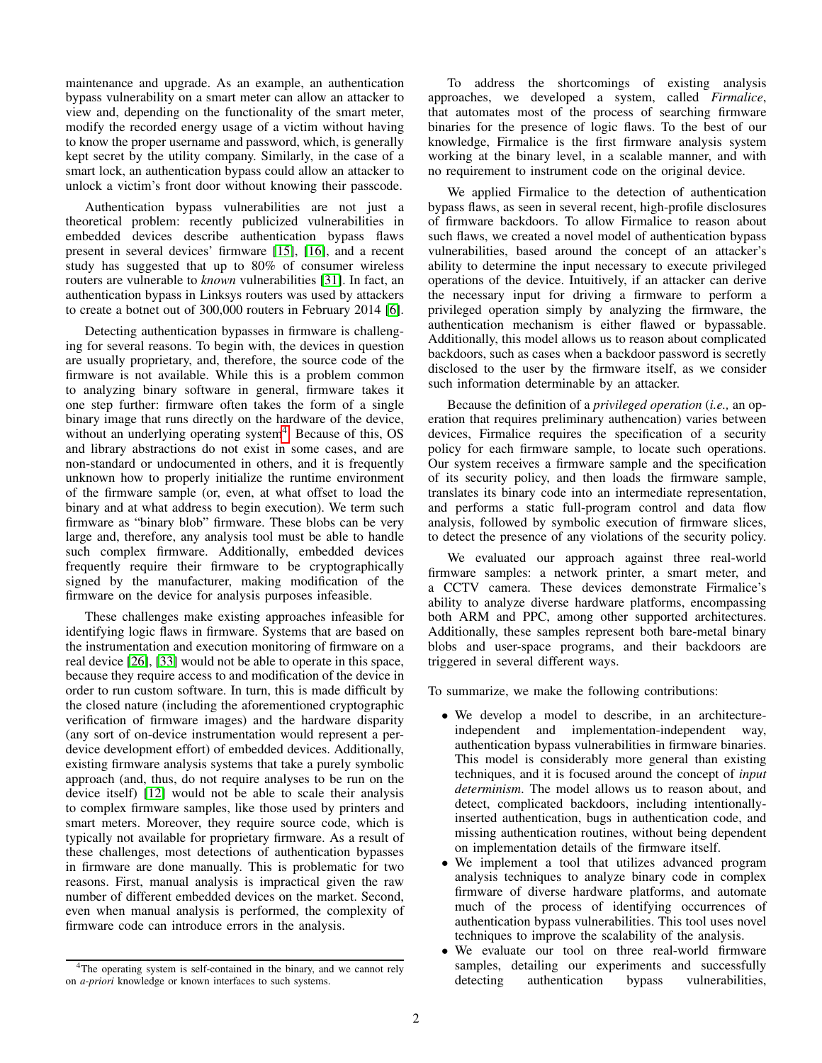maintenance and upgrade. As an example, an authentication bypass vulnerability on a smart meter can allow an attacker to view and, depending on the functionality of the smart meter, modify the recorded energy usage of a victim without having to know the proper username and password, which, is generally kept secret by the utility company. Similarly, in the case of a smart lock, an authentication bypass could allow an attacker to unlock a victim's front door without knowing their passcode.

Authentication bypass vulnerabilities are not just a theoretical problem: recently publicized vulnerabilities in embedded devices describe authentication bypass flaws present in several devices' firmware [15], [16], and a recent study has suggested that up to 80% of consumer wireless routers are vulnerable to *known* vulnerabilities [31]. In fact, an authentication bypass in Linksys routers was used by attackers to create a botnet out of 300,000 routers in February 2014 [6].

Detecting authentication bypasses in firmware is challenging for several reasons. To begin with, the devices in question are usually proprietary, and, therefore, the source code of the firmware is not available. While this is a problem common to analyzing binary software in general, firmware takes it one step further: firmware often takes the form of a single binary image that runs directly on the hardware of the device, without an underlying operating system[4]. Because of this, OS and library abstractions do not exist in some cases, and are non-standard or undocumented in others, and it is frequently unknown how to properly initialize the runtime environment of the firmware sample (or, even, at what offset to load the binary and at what address to begin execution). We term such firmware as "binary blob" firmware. These blobs can be very large and, therefore, any analysis tool must be able to handle such complex firmware. Additionally, embedded devices frequently require their firmware to be cryptographically signed by the manufacturer, making modification of the firmware on the device for analysis purposes infeasible.

These challenges make existing approaches infeasible for identifying logic flaws in firmware. Systems that are based on the instrumentation and execution monitoring of firmware on a real device [26], [33] would not be able to operate in this space, because they require access to and modification of the device in order to run custom software. In turn, this is made difficult by the closed nature (including the aforementioned cryptographic verification of firmware images) and the hardware disparity (any sort of on-device instrumentation would represent a per-device development effort) of embedded devices. Additionally, existing firmware analysis systems that take a purely symbolic approach (and, thus, do not require analyses to be run on the device itself) [12] would not be able to scale their analysis to complex firmware samples, like those used by printers and smart meters. Moreover, they require source code, which is typically not available for proprietary firmware. As a result of these challenges, most detections of authentication bypasses in firmware are done manually. This is problematic for two reasons. First, manual analysis is impractical given the raw number of different embedded devices on the market. Second, even when manual analysis is performed, the complexity of firmware code can introduce errors in the analysis.

[4]The operating system is self-contained in the binary, and we cannot rely on *a-priori* knowledge or known interfaces to such systems.

To address the shortcomings of existing analysis approaches, we developed a system, called *Firmalice*, that automates most of the process of searching firmware binaries for the presence of logic flaws. To the best of our knowledge, Firmalice is the first firmware analysis system working at the binary level, in a scalable manner, and with no requirement to instrument code on the original device.

We applied Firmalice to the detection of authentication bypass flaws, as seen in several recent, high-profile disclosures of firmware backdoors. To allow Firmalice to reason about such flaws, we created a novel model of authentication bypass vulnerabilities, based around the concept of an attacker's ability to determine the input necessary to execute privileged operations of the device. Intuitively, if an attacker can derive the necessary input for driving a firmware to perform a privileged operation simply by analyzing the firmware, the authentication mechanism is either flawed or bypassable. Additionally, this model allows us to reason about complicated backdoors, such as cases when a backdoor password is secretly disclosed to the user by the firmware itself, as we consider such information determinable by an attacker.

Because the definition of a *privileged operation* (*i.e.,* an operation that requires preliminary authencation) varies between devices, Firmalice requires the specification of a security policy for each firmware sample, to locate such operations. Our system receives a firmware sample and the specification of its security policy, and then loads the firmware sample, translates its binary code into an intermediate representation, and performs a static full-program control and data flow analysis, followed by symbolic execution of firmware slices, to detect the presence of any violations of the security policy.

We evaluated our approach against three real-world firmware samples: a network printer, a smart meter, and a CCTV camera. These devices demonstrate Firmalice's ability to analyze diverse hardware platforms, encompassing both ARM and PPC, among other supported architectures. Additionally, these samples represent both bare-metal binary blobs and user-space programs, and their backdoors are triggered in several different ways.

To summarize, we make the following contributions:

- We develop a model to describe, in an architecture-independent and implementation-independent way, authentication bypass vulnerabilities in firmware binaries. This model is considerably more general than existing techniques, and it is focused around the concept of *input determinism*. The model allows us to reason about, and detect, complicated backdoors, including intentionally-inserted authentication, bugs in authentication code, and missing authentication routines, without being dependent on implementation details of the firmware itself.
- We implement a tool that utilizes advanced program analysis techniques to analyze binary code in complex firmware of diverse hardware platforms, and automate much of the process of identifying occurrences of authentication bypass vulnerabilities. This tool uses novel techniques to improve the scalability of the analysis.
- We evaluate our tool on three real-world firmware samples, detailing our experiments and successfully detecting authentication bypass vulnerabilities,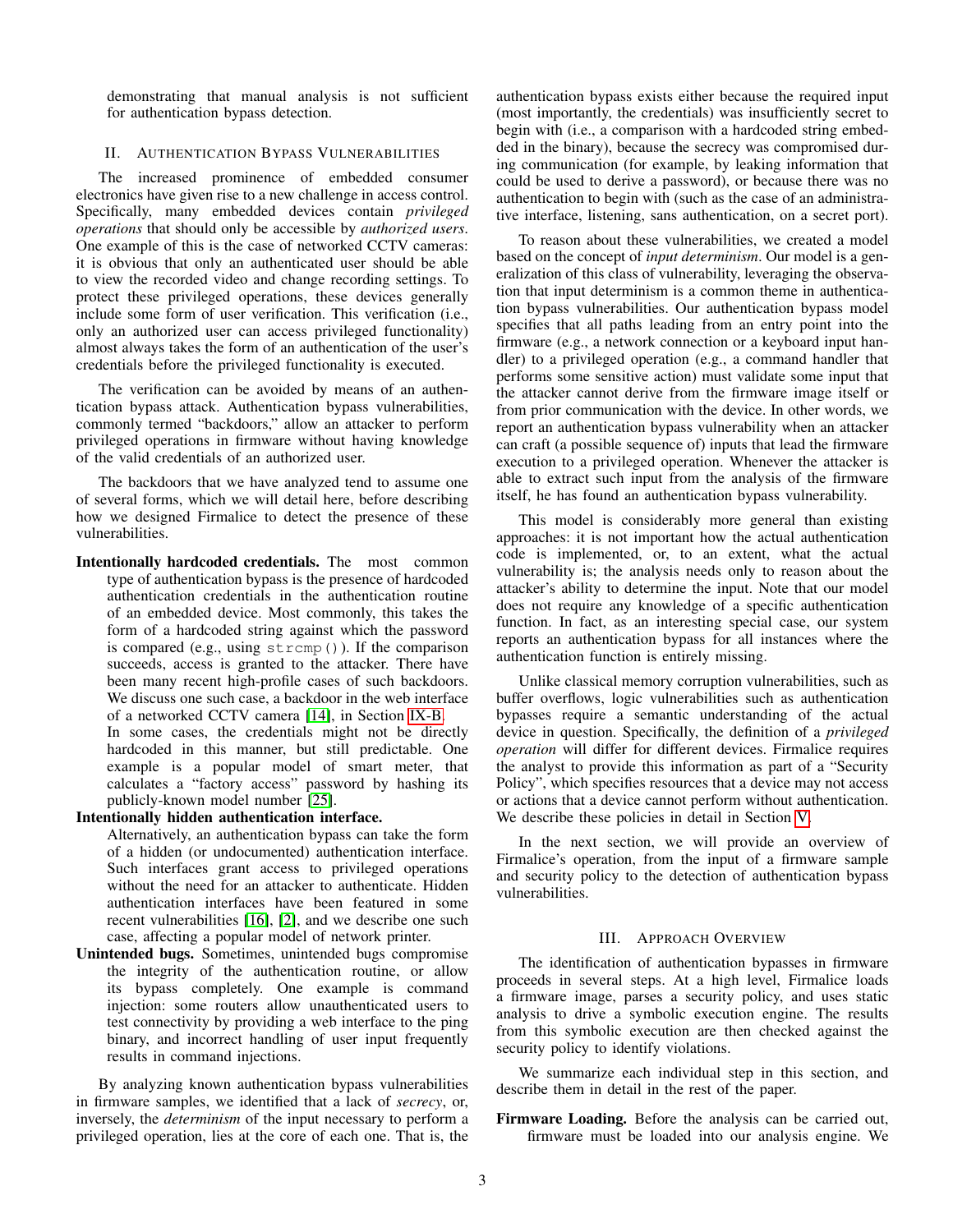demonstrating that manual analysis is not sufficient for authentication bypass detection.

## II. Authentication Bypass Vulnerabilities

The increased prominence of embedded consumer electronics have given rise to a new challenge in access control. Specifically, many embedded devices contain *privileged operations* that should only be accessible by *authorized users*. One example of this is the case of networked CCTV cameras: it is obvious that only an authenticated user should be able to view the recorded video and change recording settings. To protect these privileged operations, these devices generally include some form of user verification. This verification (i.e., only an authorized user can access privileged functionality) almost always takes the form of an authentication of the user's credentials before the privileged functionality is executed.

The verification can be avoided by means of an authentication bypass attack. Authentication bypass vulnerabilities, commonly termed "backdoors," allow an attacker to perform privileged operations in firmware without having knowledge of the valid credentials of an authorized user.

The backdoors that we have analyzed tend to assume one of several forms, which we will detail here, before describing how we designed Firmalice to detect the presence of these vulnerabilities.

**Intentionally hardcoded credentials.** The most common type of authentication bypass is the presence of hardcoded authentication credentials in the authentication routine of an embedded device. Most commonly, this takes the form of a hardcoded string against which the password is compared (e.g., using `strcmp()`). If the comparison succeeds, access is granted to the attacker. There have been many recent high-profile cases of such backdoors. We discuss one such case, a backdoor in the web interface of a networked CCTV camera [14], in Section IX-B.
In some cases, the credentials might not be directly hardcoded in this manner, but still predictable. One example is a popular model of smart meter, that calculates a "factory access" password by hashing its publicly-known model number [25].

**Intentionally hidden authentication interface.** Alternatively, an authentication bypass can take the form of a hidden (or undocumented) authentication interface. Such interfaces grant access to privileged operations without the need for an attacker to authenticate. Hidden authentication interfaces have been featured in some recent vulnerabilities [16], [2], and we describe one such case, affecting a popular model of network printer.

**Unintended bugs.** Sometimes, unintended bugs compromise the integrity of the authentication routine, or allow its bypass completely. One example is command injection: some routers allow unauthenticated users to test connectivity by providing a web interface to the ping binary, and incorrect handling of user input frequently results in command injections.

By analyzing known authentication bypass vulnerabilities in firmware samples, we identified that a lack of *secrecy*, or, inversely, the *determinism* of the input necessary to perform a privileged operation, lies at the core of each one. That is, the authentication bypass exists either because the required input (most importantly, the credentials) was insufficiently secret to begin with (i.e., a comparison with a hardcoded string embedded in the binary), because the secrecy was compromised during communication (for example, by leaking information that could be used to derive a password), or because there was no authentication to begin with (such as the case of an administrative interface, listening, sans authentication, on a secret port).

To reason about these vulnerabilities, we created a model based on the concept of *input determinism*. Our model is a generalization of this class of vulnerability, leveraging the observation that input determinism is a common theme in authentication bypass vulnerabilities. Our authentication bypass model specifies that all paths leading from an entry point into the firmware (e.g., a network connection or a keyboard input handler) to a privileged operation (e.g., a command handler that performs some sensitive action) must validate some input that the attacker cannot derive from the firmware image itself or from prior communication with the device. In other words, we report an authentication bypass vulnerability when an attacker can craft (a possible sequence of) inputs that lead the firmware execution to a privileged operation. Whenever the attacker is able to extract such input from the analysis of the firmware itself, he has found an authentication bypass vulnerability.

This model is considerably more general than existing approaches: it is not important how the actual authentication code is implemented, or, to an extent, what the actual vulnerability is; the analysis needs only to reason about the attacker's ability to determine the input. Note that our model does not require any knowledge of a specific authentication function. In fact, as an interesting special case, our system reports an authentication bypass for all instances where the authentication function is entirely missing.

Unlike classical memory corruption vulnerabilities, such as buffer overflows, logic vulnerabilities such as authentication bypasses require a semantic understanding of the actual device in question. Specifically, the definition of a *privileged operation* will differ for different devices. Firmalice requires the analyst to provide this information as part of a "Security Policy", which specifies resources that a device may not access or actions that a device cannot perform without authentication. We describe these policies in detail in Section V.

In the next section, we will provide an overview of Firmalice's operation, from the input of a firmware sample and security policy to the detection of authentication bypass vulnerabilities.

## III. Approach Overview

The identification of authentication bypasses in firmware proceeds in several steps. At a high level, Firmalice loads a firmware image, parses a security policy, and uses static analysis to drive a symbolic execution engine. The results from this symbolic execution are then checked against the security policy to identify violations.

We summarize each individual step in this section, and describe them in detail in the rest of the paper.

**Firmware Loading.** Before the analysis can be carried out, firmware must be loaded into our analysis engine. We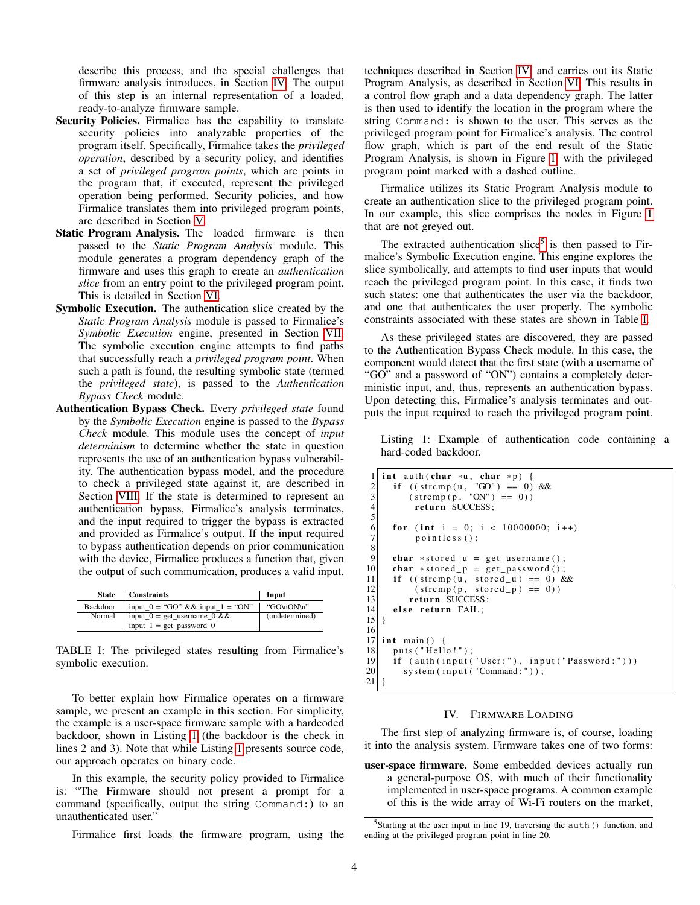describe this process, and the special challenges that firmware analysis introduces, in Section IV. The output of this step is an internal representation of a loaded, ready-to-analyze firmware sample.

**Security Policies.** Firmalice has the capability to translate security policies into analyzable properties of the program itself. Specifically, Firmalice takes the *privileged operation*, described by a security policy, and identifies a set of *privileged program points*, which are points in the program that, if executed, represent the privileged operation being performed. Security policies, and how Firmalice translates them into privileged program points, are described in Section V.

**Static Program Analysis.** The loaded firmware is then passed to the *Static Program Analysis* module. This module generates a program dependency graph of the firmware and uses this graph to create an *authentication slice* from an entry point to the privileged program point. This is detailed in Section VI.

**Symbolic Execution.** The authentication slice created by the *Static Program Analysis* module is passed to Firmalice's *Symbolic Execution* engine, presented in Section VII. The symbolic execution engine attempts to find paths that successfully reach a *privileged program point*. When such a path is found, the resulting symbolic state (termed the *privileged state*), is passed to the *Authentication Bypass Check* module.

**Authentication Bypass Check.** Every *privileged state* found by the *Symbolic Execution* engine is passed to the *Bypass Check* module. This module uses the concept of *input determinism* to determine whether the state in question represents the use of an authentication bypass vulnerability. The authentication bypass model, and the procedure to check a privileged state against it, are described in Section VIII. If the state is determined to represent an authentication bypass, Firmalice's analysis terminates, and the input required to trigger the bypass is extracted and provided as Firmalice's output. If the input required to bypass authentication depends on prior communication with the device, Firmalice produces a function that, given the output of such communication, produces a valid input.

| State | Constraints | Input |
|---|---|---|
| Backdoor | input_0 = "GO" && input_1 = "ON" | "GO\nON\n" |
| Normal | input_0 = get_username_0 && input_1 = get_password_0 | (undetermined) |

TABLE I: The privileged states resulting from Firmalice's symbolic execution.

To better explain how Firmalice operates on a firmware sample, we present an example in this section. For simplicity, the example is a user-space firmware sample with a hardcoded backdoor, shown in Listing 1 (the backdoor is the check in lines 2 and 3). Note that while Listing 1 presents source code, our approach operates on binary code.

In this example, the security policy provided to Firmalice is: "The Firmware should not present a prompt for a command (specifically, output the string `Command:`) to an unauthenticated user."

Firmalice first loads the firmware program, using the techniques described in Section IV, and carries out its Static Program Analysis, as described in Section VI. This results in a control flow graph and a data dependency graph. The latter is then used to identify the location in the program where the string `Command:` is shown to the user. This serves as the privileged program point for Firmalice's analysis. The control flow graph, which is part of the end result of the Static Program Analysis, is shown in Figure 1, with the privileged program point marked with a dashed outline.

Firmalice utilizes its Static Program Analysis module to create an authentication slice to the privileged program point. In our example, this slice comprises the nodes in Figure 1 that are not greyed out.

The extracted authentication slice[5] is then passed to Firmalice's Symbolic Execution engine. This engine explores the slice symbolically, and attempts to find user inputs that would reach the privileged program point. In this case, it finds two such states: one that authenticates the user via the backdoor, and one that authenticates the user properly. The symbolic constraints associated with these states are shown in Table I.

As these privileged states are discovered, they are passed to the Authentication Bypass Check module. In this case, the component would detect that the first state (with a username of "GO" and a password of "ON") contains a completely deterministic input, and, thus, represents an authentication bypass. Upon detecting this, Firmalice's analysis terminates and outputs the input required to reach the privileged program point.

Listing 1: Example of authentication code containing a hard-coded backdoor.

```
 1 int auth(char *u, char *p) {
 2   if ((strcmp(u, "GO") == 0) &&
 3       (strcmp(p, "ON") == 0))
 4     return SUCCESS;
 5
 6   for (int i = 0; i < 10000000; i++)
 7     pointless();
 8
 9   char *stored_u = get_username();
10   char *stored_p = get_password();
11   if ((strcmp(u, stored_u) == 0) &&
12       (strcmp(p, stored_p) == 0))
13     return SUCCESS;
14   else return FAIL;
15 }
16
17 int main() {
18   puts("Hello!");
19   if (auth(input("User:"), input("Password:")))
20     system(input("Command:"));
21 }
```

## IV. Firmware Loading

The first step of analyzing firmware is, of course, loading it into the analysis system. Firmware takes one of two forms:

**user-space firmware.** Some embedded devices actually run a general-purpose OS, with much of their functionality implemented in user-space programs. A common example of this is the wide array of Wi-Fi routers on the market,

[5] Starting at the user input in line 19, traversing the `auth()` function, and ending at the privileged program point in line 20.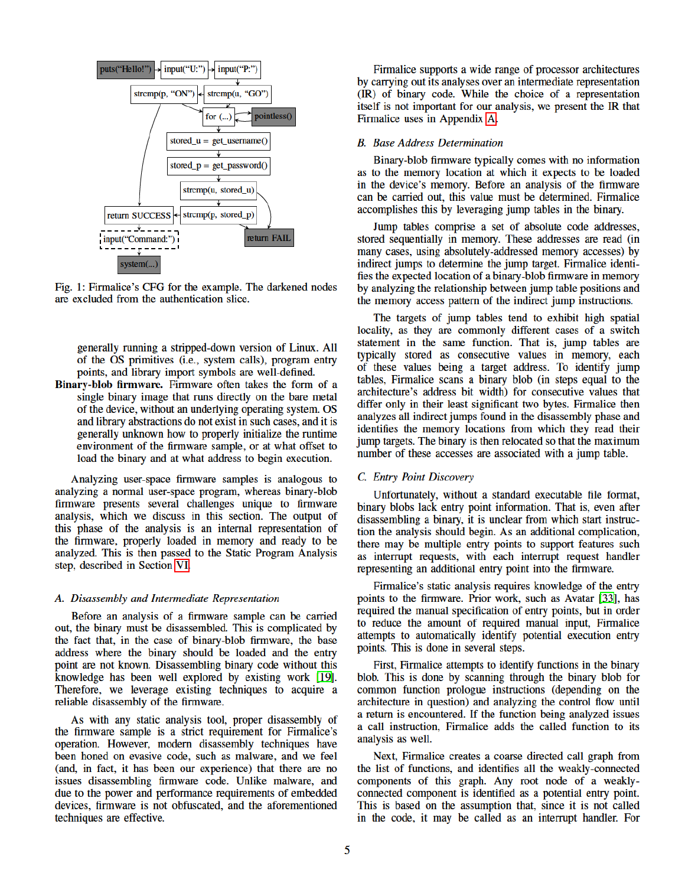Fig. 1: Firmalice's CFG for the example. The darkened nodes are excluded from the authentication slice.

generally running a stripped-down version of Linux. All of the OS primitives (i.e., system calls), program entry points, and library import symbols are well-defined.

**Binary-blob firmware.** Firmware often takes the form of a single binary image that runs directly on the bare metal of the device, without an underlying operating system. OS and library abstractions do not exist in such cases, and it is generally unknown how to properly initialize the runtime environment of the firmware sample, or at what offset to load the binary and at what address to begin execution.

Analyzing user-space firmware samples is analogous to analyzing a normal user-space program, whereas binary-blob firmware presents several challenges unique to firmware analysis, which we discuss in this section. The output of this phase of the analysis is an internal representation of the firmware, properly loaded in memory and ready to be analyzed. This is then passed to the Static Program Analysis step, described in Section VI.

### A. Disassembly and Intermediate Representation

Before an analysis of a firmware sample can be carried out, the binary must be disassembled. This is complicated by the fact that, in the case of binary-blob firmware, the base address where the binary should be loaded and the entry point are not known. Disassembling binary code without this knowledge has been well explored by existing work [19]. Therefore, we leverage existing techniques to acquire a reliable disassembly of the firmware.

As with any static analysis tool, proper disassembly of the firmware sample is a strict requirement for Firmalice's operation. However, modern disassembly techniques have been honed on evasive code, such as malware, and we feel (and, in fact, it has been our experience) that there are no issues disassembling firmware code. Unlike malware, and due to the power and performance requirements of embedded devices, firmware is not obfuscated, and the aforementioned techniques are effective.

Firmalice supports a wide range of processor architectures by carrying out its analyses over an intermediate representation (IR) of binary code. While the choice of a representation itself is not important for our analysis, we present the IR that Firmalice uses in Appendix A.

### B. Base Address Determination

Binary-blob firmware typically comes with no information as to the memory location at which it expects to be loaded in the device's memory. Before an analysis of the firmware can be carried out, this value must be determined. Firmalice accomplishes this by leveraging jump tables in the binary.

Jump tables comprise a set of absolute code addresses, stored sequentially in memory. These addresses are read (in many cases, using absolutely-addressed memory accesses) by indirect jumps to determine the jump target. Firmalice identifies the expected location of a binary-blob firmware in memory by analyzing the relationship between jump table positions and the memory access pattern of the indirect jump instructions.

The targets of jump tables tend to exhibit high spatial locality, as they are commonly different cases of a switch statement in the same function. That is, jump tables are typically stored as consecutive values in memory, each of these values being a target address. To identify jump tables, Firmalice scans a binary blob (in steps equal to the architecture's address bit width) for consecutive values that differ only in their least significant two bytes. Firmalice then analyzes all indirect jumps found in the disassembly phase and identifies the memory locations from which they read their jump targets. The binary is then relocated so that the maximum number of these accesses are associated with a jump table.

### C. Entry Point Discovery

Unfortunately, without a standard executable file format, binary blobs lack entry point information. That is, even after disassembling a binary, it is unclear from which start instruction the analysis should begin. As an additional complication, there may be multiple entry points to support features such as interrupt requests, with each interrupt request handler representing an additional entry point into the firmware.

Firmalice's static analysis requires knowledge of the entry points to the firmware. Prior work, such as Avatar [33], has required the manual specification of entry points, but in order to reduce the amount of required manual input, Firmalice attempts to automatically identify potential execution entry points. This is done in several steps.

First, Firmalice attempts to identify functions in the binary blob. This is done by scanning through the binary blob for common function prologue instructions (depending on the architecture in question) and analyzing the control flow until a return is encountered. If the function being analyzed issues a call instruction, Firmalice adds the called function to its analysis as well.

Next, Firmalice creates a coarse directed call graph from the list of functions, and identifies all the weakly-connected components of this graph. Any root node of a weakly-connected component is identified as a potential entry point. This is based on the assumption that, since it is not called in the code, it may be called as an interrupt handler. For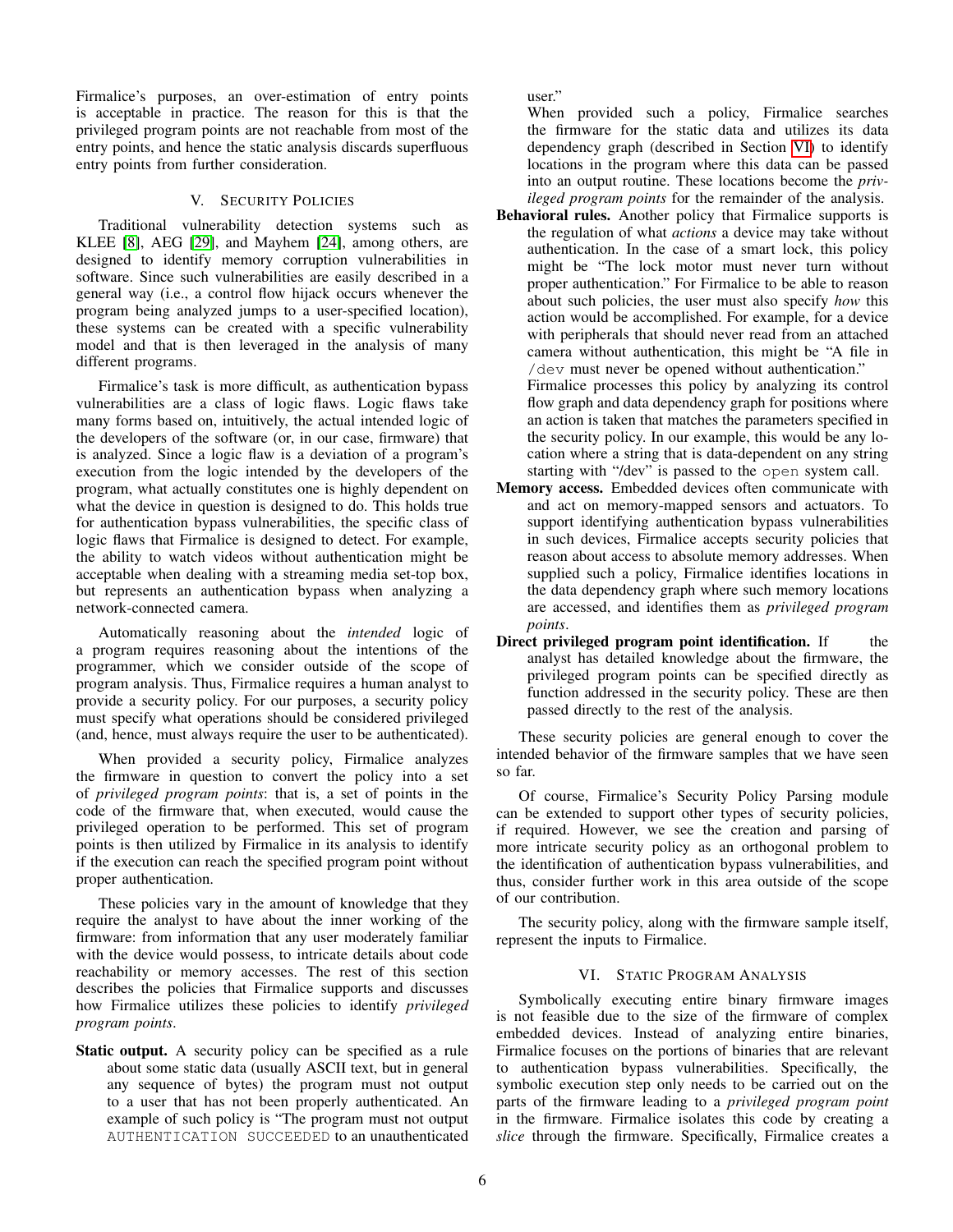Firmalice's purposes, an over-estimation of entry points is acceptable in practice. The reason for this is that the privileged program points are not reachable from most of the entry points, and hence the static analysis discards superfluous entry points from further consideration.

## V. Security Policies

Traditional vulnerability detection systems such as KLEE [8], AEG [29], and Mayhem [24], among others, are designed to identify memory corruption vulnerabilities in software. Since such vulnerabilities are easily described in a general way (i.e., a control flow hijack occurs whenever the program being analyzed jumps to a user-specified location), these systems can be created with a specific vulnerability model and that is then leveraged in the analysis of many different programs.

Firmalice's task is more difficult, as authentication bypass vulnerabilities are a class of logic flaws. Logic flaws take many forms based on, intuitively, the actual intended logic of the developers of the software (or, in our case, firmware) that is analyzed. Since a logic flaw is a deviation of a program's execution from the logic intended by the developers of the program, what actually constitutes one is highly dependent on what the device in question is designed to do. This holds true for authentication bypass vulnerabilities, the specific class of logic flaws that Firmalice is designed to detect. For example, the ability to watch videos without authentication might be acceptable when dealing with a streaming media set-top box, but represents an authentication bypass when analyzing a network-connected camera.

Automatically reasoning about the *intended* logic of a program requires reasoning about the intentions of the programmer, which we consider outside of the scope of program analysis. Thus, Firmalice requires a human analyst to provide a security policy. For our purposes, a security policy must specify what operations should be considered privileged (and, hence, must always require the user to be authenticated).

When provided a security policy, Firmalice analyzes the firmware in question to convert the policy into a set of *privileged program points*: that is, a set of points in the code of the firmware that, when executed, would cause the privileged operation to be performed. This set of program points is then utilized by Firmalice in its analysis to identify if the execution can reach the specified program point without proper authentication.

These policies vary in the amount of knowledge that they require the analyst to have about the inner working of the firmware: from information that any user moderately familiar with the device would possess, to intricate details about code reachability or memory accesses. The rest of this section describes the policies that Firmalice supports and discusses how Firmalice utilizes these policies to identify *privileged program points*.

**Static output.** A security policy can be specified as a rule about some static data (usually ASCII text, but in general any sequence of bytes) the program must not output to a user that has not been properly authenticated. An example of such policy is "The program must not output `AUTHENTICATION SUCCEEDED` to an unauthenticated user."
When provided such a policy, Firmalice searches the firmware for the static data and utilizes its data dependency graph (described in Section VI) to identify locations in the program where this data can be passed into an output routine. These locations become the *privileged program points* for the remainder of the analysis.

**Behavioral rules.** Another policy that Firmalice supports is the regulation of what *actions* a device may take without authentication. In the case of a smart lock, this policy might be "The lock motor must never turn without proper authentication." For Firmalice to be able to reason about such policies, the user must also specify *how* this action would be accomplished. For example, for a device with peripherals that should never read from an attached camera without authentication, this might be "A file in `/dev` must never be opened without authentication."
Firmalice processes this policy by analyzing its control flow graph and data dependency graph for positions where an action is taken that matches the parameters specified in the security policy. In our example, this would be any location where a string that is data-dependent on any string starting with "/dev" is passed to the `open` system call.

**Memory access.** Embedded devices often communicate with and act on memory-mapped sensors and actuators. To support identifying authentication bypass vulnerabilities in such devices, Firmalice accepts security policies that reason about access to absolute memory addresses. When supplied such a policy, Firmalice identifies locations in the data dependency graph where such memory locations are accessed, and identifies them as *privileged program points*.

**Direct privileged program point identification.** If the analyst has detailed knowledge about the firmware, the privileged program points can be specified directly as function addressed in the security policy. These are then passed directly to the rest of the analysis.

These security policies are general enough to cover the intended behavior of the firmware samples that we have seen so far.

Of course, Firmalice's Security Policy Parsing module can be extended to support other types of security policies, if required. However, we see the creation and parsing of more intricate security policy as an orthogonal problem to the identification of authentication bypass vulnerabilities, and thus, consider further work in this area outside of the scope of our contribution.

The security policy, along with the firmware sample itself, represent the inputs to Firmalice.

## VI. Static Program Analysis

Symbolically executing entire binary firmware images is not feasible due to the size of the firmware of complex embedded devices. Instead of analyzing entire binaries, Firmalice focuses on the portions of binaries that are relevant to authentication bypass vulnerabilities. Specifically, the symbolic execution step only needs to be carried out on the parts of the firmware leading to a *privileged program point* in the firmware. Firmalice isolates this code by creating a *slice* through the firmware. Specifically, Firmalice creates a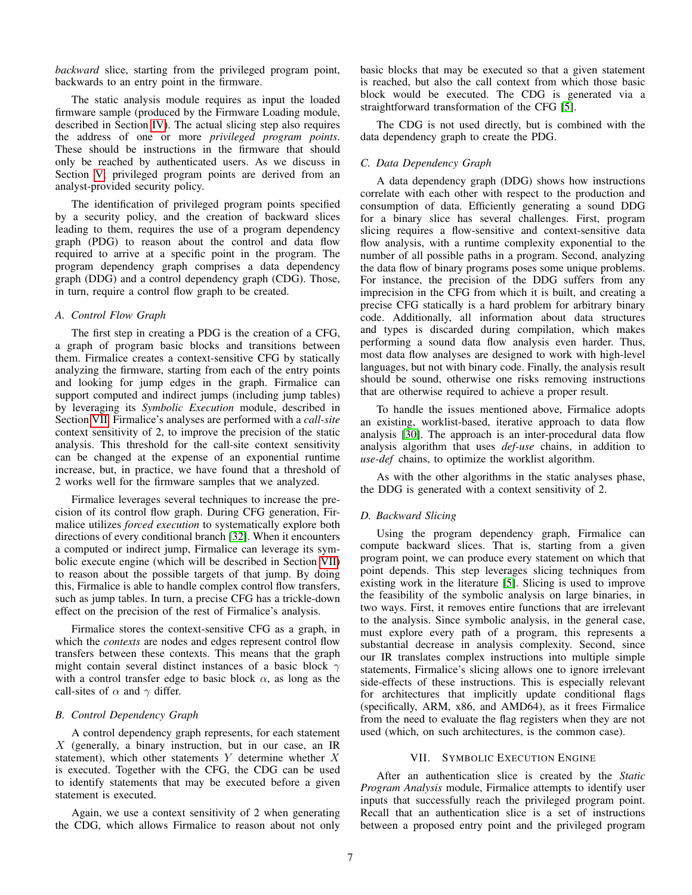*backward* slice, starting from the privileged program point, backwards to an entry point in the firmware.

The static analysis module requires as input the loaded firmware sample (produced by the Firmware Loading module, described in Section IV). The actual slicing step also requires the address of one or more *privileged program points*. These should be instructions in the firmware that should only be reached by authenticated users. As we discuss in Section V, privileged program points are derived from an analyst-provided security policy.

The identification of privileged program points specified by a security policy, and the creation of backward slices leading to them, requires the use of a program dependency graph (PDG) to reason about the control and data flow required to arrive at a specific point in the program. The program dependency graph comprises a data dependency graph (DDG) and a control dependency graph (CDG). Those, in turn, require a control flow graph to be created.

### A. Control Flow Graph

The first step in creating a PDG is the creation of a CFG, a graph of program basic blocks and transitions between them. Firmalice creates a context-sensitive CFG by statically analyzing the firmware, starting from each of the entry points and looking for jump edges in the graph. Firmalice can support computed and indirect jumps (including jump tables) by leveraging its *Symbolic Execution* module, described in Section VII. Firmalice's analyses are performed with a *call-site* context sensitivity of 2, to improve the precision of the static analysis. This threshold for the call-site context sensitivity can be changed at the expense of an exponential runtime increase, but, in practice, we have found that a threshold of 2 works well for the firmware samples that we analyzed.

Firmalice leverages several techniques to increase the precision of its control flow graph. During CFG generation, Firmalice utilizes *forced execution* to systematically explore both directions of every conditional branch [32]. When it encounters a computed or indirect jump, Firmalice can leverage its symbolic execute engine (which will be described in Section VII) to reason about the possible targets of that jump. By doing this, Firmalice is able to handle complex control flow transfers, such as jump tables. In turn, a precise CFG has a trickle-down effect on the precision of the rest of Firmalice's analysis.

Firmalice stores the context-sensitive CFG as a graph, in which the *contexts* are nodes and edges represent control flow transfers between these contexts. This means that the graph might contain several distinct instances of a basic block $\gamma$ with a control transfer edge to basic block $\alpha$, as long as the call-sites of $\alpha$ and $\gamma$ differ.

### B. Control Dependency Graph

A control dependency graph represents, for each statement $X$ (generally, a binary instruction, but in our case, an IR statement), which other statements $Y$ determine whether $X$ is executed. Together with the CFG, the CDG can be used to identify statements that may be executed before a given statement is executed.

Again, we use a context sensitivity of 2 when generating the CDG, which allows Firmalice to reason about not only basic blocks that may be executed so that a given statement is reached, but also the call context from which those basic block would be executed. The CDG is generated via a straightforward transformation of the CFG [5].

The CDG is not used directly, but is combined with the data dependency graph to create the PDG.

### C. Data Dependency Graph

A data dependency graph (DDG) shows how instructions correlate with each other with respect to the production and consumption of data. Efficiently generating a sound DDG for a binary slice has several challenges. First, program slicing requires a flow-sensitive and context-sensitive data flow analysis, with a runtime complexity exponential to the number of all possible paths in a program. Second, analyzing the data flow of binary programs poses some unique problems. For instance, the precision of the DDG suffers from any imprecision in the CFG from which it is built, and creating a precise CFG statically is a hard problem for arbitrary binary code. Additionally, all information about data structures and types is discarded during compilation, which makes performing a sound data flow analysis even harder. Thus, most data flow analyses are designed to work with high-level languages, but not with binary code. Finally, the analysis result should be sound, otherwise one risks removing instructions that are otherwise required to achieve a proper result.

To handle the issues mentioned above, Firmalice adopts an existing, worklist-based, iterative approach to data flow analysis [30]. The approach is an inter-procedural data flow analysis algorithm that uses *def-use* chains, in addition to *use-def* chains, to optimize the worklist algorithm.

As with the other algorithms in the static analyses phase, the DDG is generated with a context sensitivity of 2.

### D. Backward Slicing

Using the program dependency graph, Firmalice can compute backward slices. That is, starting from a given program point, we can produce every statement on which that point depends. This step leverages slicing techniques from existing work in the literature [5]. Slicing is used to improve the feasibility of the symbolic analysis on large binaries, in two ways. First, it removes entire functions that are irrelevant to the analysis. Since symbolic analysis, in the general case, must explore every path of a program, this represents a substantial decrease in analysis complexity. Second, since our IR translates complex instructions into multiple simple statements, Firmalice's slicing allows one to ignore irrelevant side-effects of these instructions. This is especially relevant for architectures that implicitly update conditional flags (specifically, ARM, x86, and AMD64), as it frees Firmalice from the need to evaluate the flag registers when they are not used (which, on such architectures, is the common case).

## VII. Symbolic Execution Engine

After an authentication slice is created by the *Static Program Analysis* module, Firmalice attempts to identify user inputs that successfully reach the privileged program point. Recall that an authentication slice is a set of instructions between a proposed entry point and the privileged program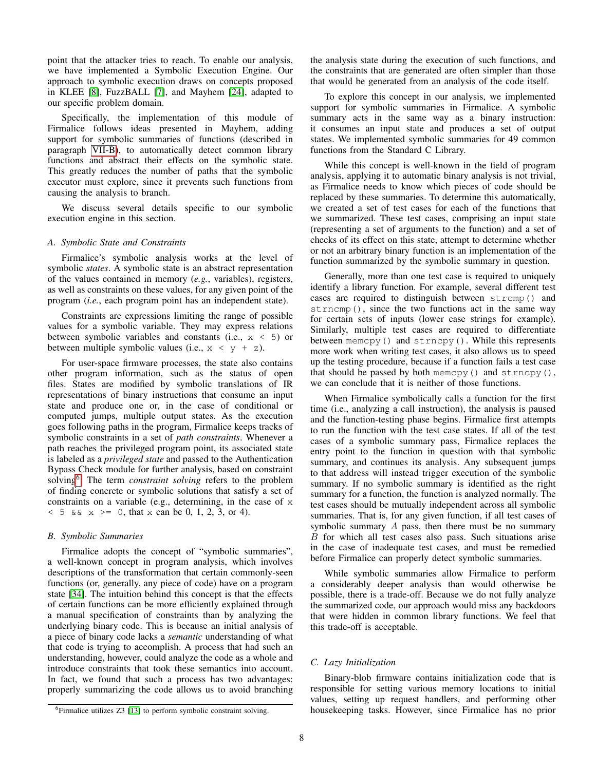point that the attacker tries to reach. To enable our analysis, we have implemented a Symbolic Execution Engine. Our approach to symbolic execution draws on concepts proposed in KLEE [8], FuzzBALL [7], and Mayhem [24], adapted to our specific problem domain.

Specifically, the implementation of this module of Firmalice follows ideas presented in Mayhem, adding support for symbolic summaries of functions (described in paragraph VII-B), to automatically detect common library functions and abstract their effects on the symbolic state. This greatly reduces the number of paths that the symbolic executor must explore, since it prevents such functions from causing the analysis to branch.

We discuss several details specific to our symbolic execution engine in this section.

### A. Symbolic State and Constraints

Firmalice's symbolic analysis works at the level of symbolic *states*. A symbolic state is an abstract representation of the values contained in memory (*e.g.*, variables), registers, as well as constraints on these values, for any given point of the program (*i.e.*, each program point has an independent state).

Constraints are expressions limiting the range of possible values for a symbolic variable. They may express relations between symbolic variables and constants (i.e., `x < 5`) or between multiple symbolic values (i.e., `x < y + z`).

For user-space firmware processes, the state also contains other program information, such as the status of open files. States are modified by symbolic translations of IR representations of binary instructions that consume an input state and produce one or, in the case of conditional or computed jumps, multiple output states. As the execution goes following paths in the program, Firmalice keeps tracks of symbolic constraints in a set of *path constraints*. Whenever a path reaches the privileged program point, its associated state is labeled as a *privileged state* and passed to the Authentication Bypass Check module for further analysis, based on constraint solving[6]. The term *constraint solving* refers to the problem of finding concrete or symbolic solutions that satisfy a set of constraints on a variable (e.g., determining, in the case of `x < 5 && x >= 0`, that `x` can be 0, 1, 2, 3, or 4).

### B. Symbolic Summaries

Firmalice adopts the concept of "symbolic summaries", a well-known concept in program analysis, which involves descriptions of the transformation that certain commonly-seen functions (or, generally, any piece of code) have on a program state [34]. The intuition behind this concept is that the effects of certain functions can be more efficiently explained through a manual specification of constraints than by analyzing the underlying binary code. This is because an initial analysis of a piece of binary code lacks a *semantic* understanding of what that code is trying to accomplish. A process that had such an understanding, however, could analyze the code as a whole and introduce constraints that took these semantics into account. In fact, we found that such a process has two advantages: properly summarizing the code allows us to avoid branching the analysis state during the execution of such functions, and the constraints that are generated are often simpler than those that would be generated from an analysis of the code itself.

To explore this concept in our analysis, we implemented support for symbolic summaries in Firmalice. A symbolic summary acts in the same way as a binary instruction: it consumes an input state and produces a set of output states. We implemented symbolic summaries for 49 common functions from the Standard C Library.

While this concept is well-known in the field of program analysis, applying it to automatic binary analysis is not trivial, as Firmalice needs to know which pieces of code should be replaced by these summaries. To determine this automatically, we created a set of test cases for each of the functions that we summarized. These test cases, comprising an input state (representing a set of arguments to the function) and a set of checks of its effect on this state, attempt to determine whether or not an arbitrary binary function is an implementation of the function summarized by the symbolic summary in question.

Generally, more than one test case is required to uniquely identify a library function. For example, several different test cases are required to distinguish between `strcmp()` and `strncmp()`, since the two functions act in the same way for certain sets of inputs (lower case strings for example). Similarly, multiple test cases are required to differentiate between `memcpy()` and `strncpy()`. While this represents more work when writing test cases, it also allows us to speed up the testing procedure, because if a function fails a test case that should be passed by both `memcpy()` and `strncpy()`, we can conclude that it is neither of those functions.

When Firmalice symbolically calls a function for the first time (i.e., analyzing a call instruction), the analysis is paused and the function-testing phase begins. Firmalice first attempts to run the function with the test case states. If all of the test cases of a symbolic summary pass, Firmalice replaces the entry point to the function in question with that symbolic summary, and continues its analysis. Any subsequent jumps to that address will instead trigger execution of the symbolic summary. If no symbolic summary is identified as the right summary for a function, the function is analyzed normally. The test cases should be mutually independent across all symbolic summaries. That is, for any given function, if all test cases of symbolic summary $A$ pass, then there must be no summary $B$ for which all test cases also pass. Such situations arise in the case of inadequate test cases, and must be remedied before Firmalice can properly detect symbolic summaries.

While symbolic summaries allow Firmalice to perform a considerably deeper analysis than would otherwise be possible, there is a trade-off. Because we do not fully analyze the summarized code, our approach would miss any backdoors that were hidden in common library functions. We feel that this trade-off is acceptable.

### C. Lazy Initialization

Binary-blob firmware contains initialization code that is responsible for setting various memory locations to initial values, setting up request handlers, and performing other housekeeping tasks. However, since Firmalice has no prior

[6] Firmalice utilizes Z3 [13] to perform symbolic constraint solving.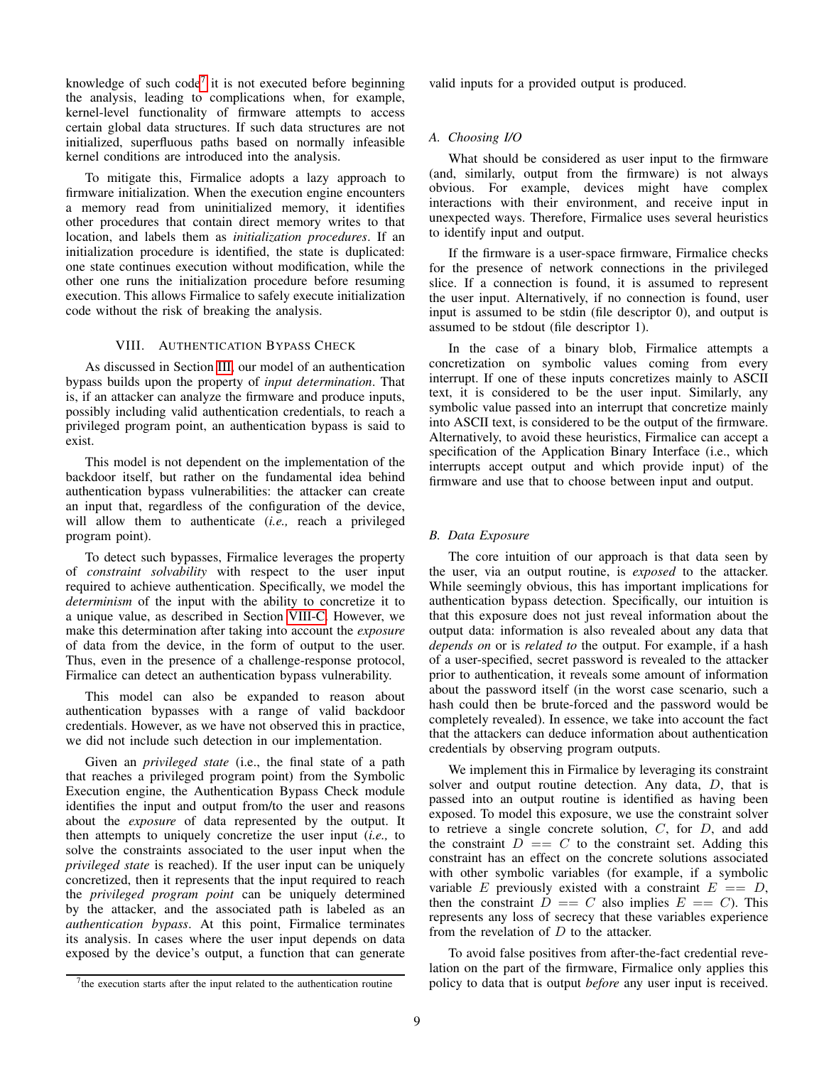knowledge of such code[7] it is not executed before beginning the analysis, leading to complications when, for example, kernel-level functionality of firmware attempts to access certain global data structures. If such data structures are not initialized, superfluous paths based on normally infeasible kernel conditions are introduced into the analysis.

To mitigate this, Firmalice adopts a lazy approach to firmware initialization. When the execution engine encounters a memory read from uninitialized memory, it identifies other procedures that contain direct memory writes to that location, and labels them as *initialization procedures*. If an initialization procedure is identified, the state is duplicated: one state continues execution without modification, while the other one runs the initialization procedure before resuming execution. This allows Firmalice to safely execute initialization code without the risk of breaking the analysis.

## VIII. Authentication Bypass Check

As discussed in Section III, our model of an authentication bypass builds upon the property of *input determination*. That is, if an attacker can analyze the firmware and produce inputs, possibly including valid authentication credentials, to reach a privileged program point, an authentication bypass is said to exist.

This model is not dependent on the implementation of the backdoor itself, but rather on the fundamental idea behind authentication bypass vulnerabilities: the attacker can create an input that, regardless of the configuration of the device, will allow them to authenticate (*i.e.,* reach a privileged program point).

To detect such bypasses, Firmalice leverages the property of *constraint solvability* with respect to the user input required to achieve authentication. Specifically, we model the *determinism* of the input with the ability to concretize it to a unique value, as described in Section VIII-C. However, we make this determination after taking into account the *exposure* of data from the device, in the form of output to the user. Thus, even in the presence of a challenge-response protocol, Firmalice can detect an authentication bypass vulnerability.

This model can also be expanded to reason about authentication bypasses with a range of valid backdoor credentials. However, as we have not observed this in practice, we did not include such detection in our implementation.

Given an *privileged state* (i.e., the final state of a path that reaches a privileged program point) from the Symbolic Execution engine, the Authentication Bypass Check module identifies the input and output from/to the user and reasons about the *exposure* of data represented by the output. It then attempts to uniquely concretize the user input (*i.e.,* to solve the constraints associated to the user input when the *privileged state* is reached). If the user input can be uniquely concretized, then it represents that the input required to reach the *privileged program point* can be uniquely determined by the attacker, and the associated path is labeled as an *authentication bypass*. At this point, Firmalice terminates its analysis. In cases where the user input depends on data exposed by the device's output, a function that can generate valid inputs for a provided output is produced.

### A. Choosing I/O

What should be considered as user input to the firmware (and, similarly, output from the firmware) is not always obvious. For example, devices might have complex interactions with their environment, and receive input in unexpected ways. Therefore, Firmalice uses several heuristics to identify input and output.

If the firmware is a user-space firmware, Firmalice checks for the presence of network connections in the privileged slice. If a connection is found, it is assumed to represent the user input. Alternatively, if no connection is found, user input is assumed to be stdin (file descriptor 0), and output is assumed to be stdout (file descriptor 1).

In the case of a binary blob, Firmalice attempts a concretization on symbolic values coming from every interrupt. If one of these inputs concretizes mainly to ASCII text, it is considered to be the user input. Similarly, any symbolic value passed into an interrupt that concretize mainly into ASCII text, is considered to be the output of the firmware. Alternatively, to avoid these heuristics, Firmalice can accept a specification of the Application Binary Interface (i.e., which interrupts accept output and which provide input) of the firmware and use that to choose between input and output.

### B. Data Exposure

The core intuition of our approach is that data seen by the user, via an output routine, is *exposed* to the attacker. While seemingly obvious, this has important implications for authentication bypass detection. Specifically, our intuition is that this exposure does not just reveal information about the output data: information is also revealed about any data that *depends on* or is *related to* the output. For example, if a hash of a user-specified, secret password is revealed to the attacker prior to authentication, it reveals some amount of information about the password itself (in the worst case scenario, such a hash could then be brute-forced and the password would be completely revealed). In essence, we take into account the fact that the attackers can deduce information about authentication credentials by observing program outputs.

We implement this in Firmalice by leveraging its constraint solver and output routine detection. Any data, $D$, that is passed into an output routine is identified as having been exposed. To model this exposure, we use the constraint solver to retrieve a single concrete solution, $C$, for $D$, and add the constraint $D == C$ to the constraint set. Adding this constraint has an effect on the concrete solutions associated with other symbolic variables (for example, if a symbolic variable $E$ previously existed with a constraint $E == D$, then the constraint $D == C$ also implies $E == C$). This represents any loss of secrecy that these variables experience from the revelation of $D$ to the attacker.

To avoid false positives from after-the-fact credential revelation on the part of the firmware, Firmalice only applies this policy to data that is output *before* any user input is received.

[7] the execution starts after the input related to the authentication routine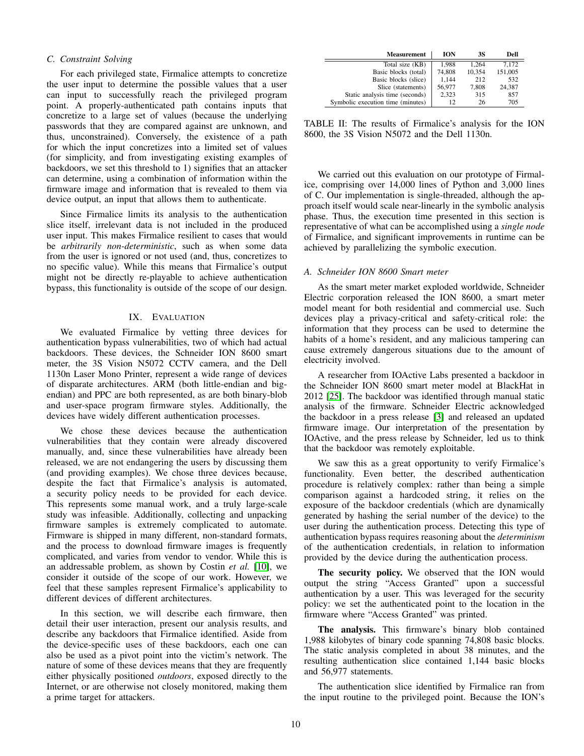### C. Constraint Solving

For each privileged state, Firmalice attempts to concretize the user input to determine the possible values that a user can input to successfully reach the privileged program point. A properly-authenticated path contains inputs that concretize to a large set of values (because the underlying passwords that they are compared against are unknown, and thus, unconstrained). Conversely, the existence of a path for which the input concretizes into a limited set of values (for simplicity, and from investigating existing examples of backdoors, we set this threshold to 1) signifies that an attacker can determine, using a combination of information within the firmware image and information that is revealed to them via device output, an input that allows them to authenticate.

Since Firmalice limits its analysis to the authentication slice itself, irrelevant data is not included in the produced user input. This makes Firmalice resilient to cases that would be *arbitrarily non-deterministic*, such as when some data from the user is ignored or not used (and, thus, concretizes to no specific value). While this means that Firmalice's output might not be directly re-playable to achieve authentication bypass, this functionality is outside of the scope of our design.

## IX. Evaluation

We evaluated Firmalice by vetting three devices for authentication bypass vulnerabilities, two of which had actual backdoors. These devices, the Schneider ION 8600 smart meter, the 3S Vision N5072 CCTV camera, and the Dell 1130n Laser Mono Printer, represent a wide range of devices of disparate architectures. ARM (both little-endian and big-endian) and PPC are both represented, as are both binary-blob and user-space program firmware styles. Additionally, the devices have widely different authentication processes.

We chose these devices because the authentication vulnerabilities that they contain were already discovered manually, and, since these vulnerabilities have already been released, we are not endangering the users by discussing them (and providing examples). We chose three devices because, despite the fact that Firmalice's analysis is automated, a security policy needs to be provided for each device. This represents some manual work, and a truly large-scale study was infeasible. Additionally, collecting and unpacking firmware samples is extremely complicated to automate. Firmware is shipped in many different, non-standard formats, and the process to download firmware images is frequently complicated, and varies from vendor to vendor. While this is an addressable problem, as shown by Costin *et al.* [10], we consider it outside of the scope of our work. However, we feel that these samples represent Firmalice's applicability to different devices of different architectures.

In this section, we will describe each firmware, then detail their user interaction, present our analysis results, and describe any backdoors that Firmalice identified. Aside from the device-specific uses of these backdoors, each one can also be used as a pivot point into the victim's network. The nature of some of these devices means that they are frequently either physically positioned *outdoors*, exposed directly to the Internet, or are otherwise not closely monitored, making them a prime target for attackers.

| Measurement | ION | 3S | Dell |
|---|---|---|---|
| Total size (KB) | 1,988 | 1,264 | 7,172 |
| Basic blocks (total) | 74,808 | 10,354 | 151,005 |
| Basic blocks (slice) | 1,144 | 212 | 532 |
| Slice (statements) | 56,977 | 7,808 | 24,387 |
| Static analysis time (seconds) | 2,323 | 315 | 857 |
| Symbolic execution time (minutes) | 12 | 26 | 705 |

TABLE II: The results of Firmalice's analysis for the ION 8600, the 3S Vision N5072 and the Dell 1130n.

We carried out this evaluation on our prototype of Firmalice, comprising over 14,000 lines of Python and 3,000 lines of C. Our implementation is single-threaded, although the approach itself would scale near-linearly in the symbolic analysis phase. Thus, the execution time presented in this section is representative of what can be accomplished using a *single node* of Firmalice, and significant improvements in runtime can be achieved by parallelizing the symbolic execution.

### A. Schneider ION 8600 Smart meter

As the smart meter market exploded worldwide, Schneider Electric corporation released the ION 8600, a smart meter model meant for both residential and commercial use. Such devices play a privacy-critical and safety-critical role: the information that they process can be used to determine the habits of a home's resident, and any malicious tampering can cause extremely dangerous situations due to the amount of electricity involved.

A researcher from IOActive Labs presented a backdoor in the Schneider ION 8600 smart meter model at BlackHat in 2012 [25]. The backdoor was identified through manual static analysis of the firmware. Schneider Electric acknowledged the backdoor in a press release [3] and released an updated firmware image. Our interpretation of the presentation by IOActive, and the press release by Schneider, led us to think that the backdoor was remotely exploitable.

We saw this as a great opportunity to verify Firmalice's functionality. Even better, the described authentication procedure is relatively complex: rather than being a simple comparison against a hardcoded string, it relies on the exposure of the backdoor credentials (which are dynamically generated by hashing the serial number of the device) to the user during the authentication process. Detecting this type of authentication bypass requires reasoning about the *determinism* of the authentication credentials, in relation to information provided by the device during the authentication process.

**The security policy.** We observed that the ION would output the string "Access Granted" upon a successful authentication by a user. This was leveraged for the security policy: we set the authenticated point to the location in the firmware where "Access Granted" was printed.

**The analysis.** This firmware's binary blob contained 1,988 kilobytes of binary code spanning 74,808 basic blocks. The static analysis completed in about 38 minutes, and the resulting authentication slice contained 1,144 basic blocks and 56,977 statements.

The authentication slice identified by Firmalice ran from the input routine to the privileged point. Because the ION's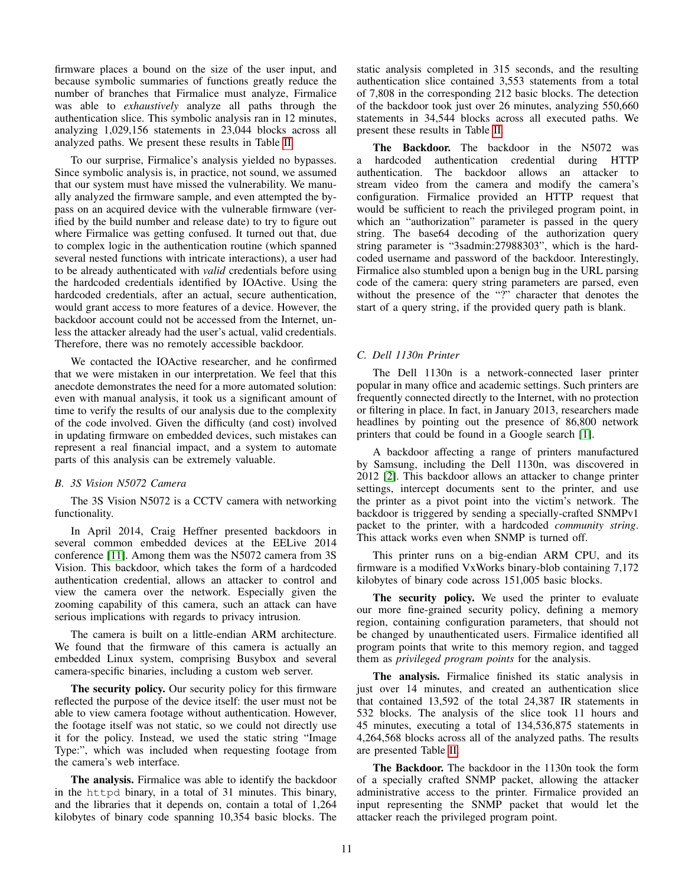firmware places a bound on the size of the user input, and because symbolic summaries of functions greatly reduce the number of branches that Firmalice must analyze, Firmalice was able to *exhaustively* analyze all paths through the authentication slice. This symbolic analysis ran in 12 minutes, analyzing 1,029,156 statements in 23,044 blocks across all analyzed paths. We present these results in Table II.

To our surprise, Firmalice's analysis yielded no bypasses. Since symbolic analysis is, in practice, not sound, we assumed that our system must have missed the vulnerability. We manually analyzed the firmware sample, and even attempted the bypass on an acquired device with the vulnerable firmware (verified by the build number and release date) to try to figure out where Firmalice was getting confused. It turned out that, due to complex logic in the authentication routine (which spanned several nested functions with intricate interactions), a user had to be already authenticated with *valid* credentials before using the hardcoded credentials identified by IOActive. Using the hardcoded credentials, after an actual, secure authentication, would grant access to more features of a device. However, the backdoor account could not be accessed from the Internet, unless the attacker already had the user's actual, valid credentials. Therefore, there was no remotely accessible backdoor.

We contacted the IOActive researcher, and he confirmed that we were mistaken in our interpretation. We feel that this anecdote demonstrates the need for a more automated solution: even with manual analysis, it took us a significant amount of time to verify the results of our analysis due to the complexity of the code involved. Given the difficulty (and cost) involved in updating firmware on embedded devices, such mistakes can represent a real financial impact, and a system to automate parts of this analysis can be extremely valuable.

### B. 3S Vision N5072 Camera

The 3S Vision N5072 is a CCTV camera with networking functionality.

In April 2014, Craig Heffner presented backdoors in several common embedded devices at the EELive 2014 conference [11]. Among them was the N5072 camera from 3S Vision. This backdoor, which takes the form of a hardcoded authentication credential, allows an attacker to control and view the camera over the network. Especially given the zooming capability of this camera, such an attack can have serious implications with regards to privacy intrusion.

The camera is built on a little-endian ARM architecture. We found that the firmware of this camera is actually an embedded Linux system, comprising Busybox and several camera-specific binaries, including a custom web server.

**The security policy.** Our security policy for this firmware reflected the purpose of the device itself: the user must not be able to view camera footage without authentication. However, the footage itself was not static, so we could not directly use it for the policy. Instead, we used the static string "Image Type:", which was included when requesting footage from the camera's web interface.

**The analysis.** Firmalice was able to identify the backdoor in the `httpd` binary, in a total of 31 minutes. This binary, and the libraries that it depends on, contain a total of 1,264 kilobytes of binary code spanning 10,354 basic blocks. The static analysis completed in 315 seconds, and the resulting authentication slice contained 3,553 statements from a total of 7,808 in the corresponding 212 basic blocks. The detection of the backdoor took just over 26 minutes, analyzing 550,660 statements in 34,544 blocks across all executed paths. We present these results in Table II.

**The Backdoor.** The backdoor in the N5072 was a hardcoded authentication credential during HTTP authentication. The backdoor allows an attacker to stream video from the camera and modify the camera's configuration. Firmalice provided an HTTP request that would be sufficient to reach the privileged program point, in which an "authorization" parameter is passed in the query string. The base64 decoding of the authorization query string parameter is "3sadmin:27988303", which is the hardcoded username and password of the backdoor. Interestingly, Firmalice also stumbled upon a benign bug in the URL parsing code of the camera: query string parameters are parsed, even without the presence of the "?" character that denotes the start of a query string, if the provided query path is blank.

### C. Dell 1130n Printer

The Dell 1130n is a network-connected laser printer popular in many office and academic settings. Such printers are frequently connected directly to the Internet, with no protection or filtering in place. In fact, in January 2013, researchers made headlines by pointing out the presence of 86,800 network printers that could be found in a Google search [1].

A backdoor affecting a range of printers manufactured by Samsung, including the Dell 1130n, was discovered in 2012 [2]. This backdoor allows an attacker to change printer settings, intercept documents sent to the printer, and use the printer as a pivot point into the victim's network. The backdoor is triggered by sending a specially-crafted SNMPv1 packet to the printer, with a hardcoded *community string*. This attack works even when SNMP is turned off.

This printer runs on a big-endian ARM CPU, and its firmware is a modified VxWorks binary-blob containing 7,172 kilobytes of binary code across 151,005 basic blocks.

**The security policy.** We used the printer to evaluate our more fine-grained security policy, defining a memory region, containing configuration parameters, that should not be changed by unauthenticated users. Firmalice identified all program points that write to this memory region, and tagged them as *privileged program points* for the analysis.

**The analysis.** Firmalice finished its static analysis in just over 14 minutes, and created an authentication slice that contained 13,592 of the total 24,387 IR statements in 532 blocks. The analysis of the slice took 11 hours and 45 minutes, executing a total of 134,536,875 statements in 4,264,568 blocks across all of the analyzed paths. The results are presented Table II.

**The Backdoor.** The backdoor in the 1130n took the form of a specially crafted SNMP packet, allowing the attacker administrative access to the printer. Firmalice provided an input representing the SNMP packet that would let the attacker reach the privileged program point.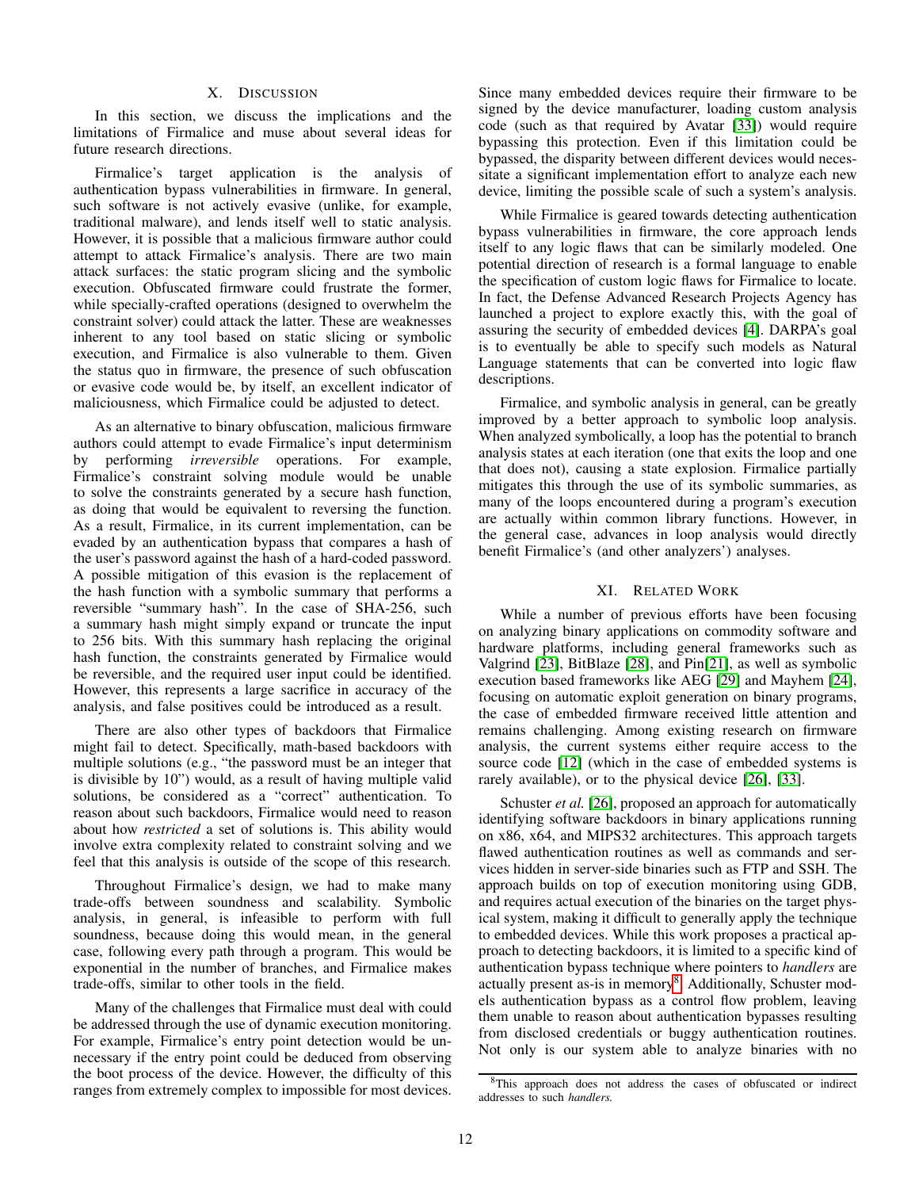## X. Discussion

In this section, we discuss the implications and the limitations of Firmalice and muse about several ideas for future research directions.

Firmalice's target application is the analysis of authentication bypass vulnerabilities in firmware. In general, such software is not actively evasive (unlike, for example, traditional malware), and lends itself well to static analysis. However, it is possible that a malicious firmware author could attempt to attack Firmalice's analysis. There are two main attack surfaces: the static program slicing and the symbolic execution. Obfuscated firmware could frustrate the former, while specially-crafted operations (designed to overwhelm the constraint solver) could attack the latter. These are weaknesses inherent to any tool based on static slicing or symbolic execution, and Firmalice is also vulnerable to them. Given the status quo in firmware, the presence of such obfuscation or evasive code would be, by itself, an excellent indicator of maliciousness, which Firmalice could be adjusted to detect.

As an alternative to binary obfuscation, malicious firmware authors could attempt to evade Firmalice's input determinism by performing *irreversible* operations. For example, Firmalice's constraint solving module would be unable to solve the constraints generated by a secure hash function, as doing that would be equivalent to reversing the function. As a result, Firmalice, in its current implementation, can be evaded by an authentication bypass that compares a hash of the user's password against the hash of a hard-coded password. A possible mitigation of this evasion is the replacement of the hash function with a symbolic summary that performs a reversible "summary hash". In the case of SHA-256, such a summary hash might simply expand or truncate the input to 256 bits. With this summary hash replacing the original hash function, the constraints generated by Firmalice would be reversible, and the required user input could be identified. However, this represents a large sacrifice in accuracy of the analysis, and false positives could be introduced as a result.

There are also other types of backdoors that Firmalice might fail to detect. Specifically, math-based backdoors with multiple solutions (e.g., "the password must be an integer that is divisible by 10") would, as a result of having multiple valid solutions, be considered as a "correct" authentication. To reason about such backdoors, Firmalice would need to reason about how *restricted* a set of solutions is. This ability would involve extra complexity related to constraint solving and we feel that this analysis is outside of the scope of this research.

Throughout Firmalice's design, we had to make many trade-offs between soundness and scalability. Symbolic analysis, in general, is infeasible to perform with full soundness, because doing this would mean, in the general case, following every path through a program. This would be exponential in the number of branches, and Firmalice makes trade-offs, similar to other tools in the field.

Many of the challenges that Firmalice must deal with could be addressed through the use of dynamic execution monitoring. For example, Firmalice's entry point detection would be unnecessary if the entry point could be deduced from observing the boot process of the device. However, the difficulty of this ranges from extremely complex to impossible for most devices. Since many embedded devices require their firmware to be signed by the device manufacturer, loading custom analysis code (such as that required by Avatar [33]) would require bypassing this protection. Even if this limitation could be bypassed, the disparity between different devices would necessitate a significant implementation effort to analyze each new device, limiting the possible scale of such a system's analysis.

While Firmalice is geared towards detecting authentication bypass vulnerabilities in firmware, the core approach lends itself to any logic flaws that can be similarly modeled. One potential direction of research is a formal language to enable the specification of custom logic flaws for Firmalice to locate. In fact, the Defense Advanced Research Projects Agency has launched a project to explore exactly this, with the goal of assuring the security of embedded devices [4]. DARPA's goal is to eventually be able to specify such models as Natural Language statements that can be converted into logic flaw descriptions.

Firmalice, and symbolic analysis in general, can be greatly improved by a better approach to symbolic loop analysis. When analyzed symbolically, a loop has the potential to branch analysis states at each iteration (one that exits the loop and one that does not), causing a state explosion. Firmalice partially mitigates this through the use of its symbolic summaries, as many of the loops encountered during a program's execution are actually within common library functions. However, in the general case, advances in loop analysis would directly benefit Firmalice's (and other analyzers') analyses.

## XI. Related Work

While a number of previous efforts have been focusing on analyzing binary applications on commodity software and hardware platforms, including general frameworks such as Valgrind [23], BitBlaze [28], and Pin[21], as well as symbolic execution based frameworks like AEG [29] and Mayhem [24], focusing on automatic exploit generation on binary programs, the case of embedded firmware received little attention and remains challenging. Among existing research on firmware analysis, the current systems either require access to the source code [12] (which in the case of embedded systems is rarely available), or to the physical device [26], [33].

Schuster *et al.* [26], proposed an approach for automatically identifying software backdoors in binary applications running on x86, x64, and MIPS32 architectures. This approach targets flawed authentication routines as well as commands and services hidden in server-side binaries such as FTP and SSH. The approach builds on top of execution monitoring using GDB, and requires actual execution of the binaries on the target physical system, making it difficult to generally apply the technique to embedded devices. While this work proposes a practical approach to detecting backdoors, it is limited to a specific kind of authentication bypass technique where pointers to *handlers* are actually present as-is in memory[8]. Additionally, Schuster models authentication bypass as a control flow problem, leaving them unable to reason about authentication bypasses resulting from disclosed credentials or buggy authentication routines. Not only is our system able to analyze binaries with no

[8] This approach does not address the cases of obfuscated or indirect addresses to such *handlers.*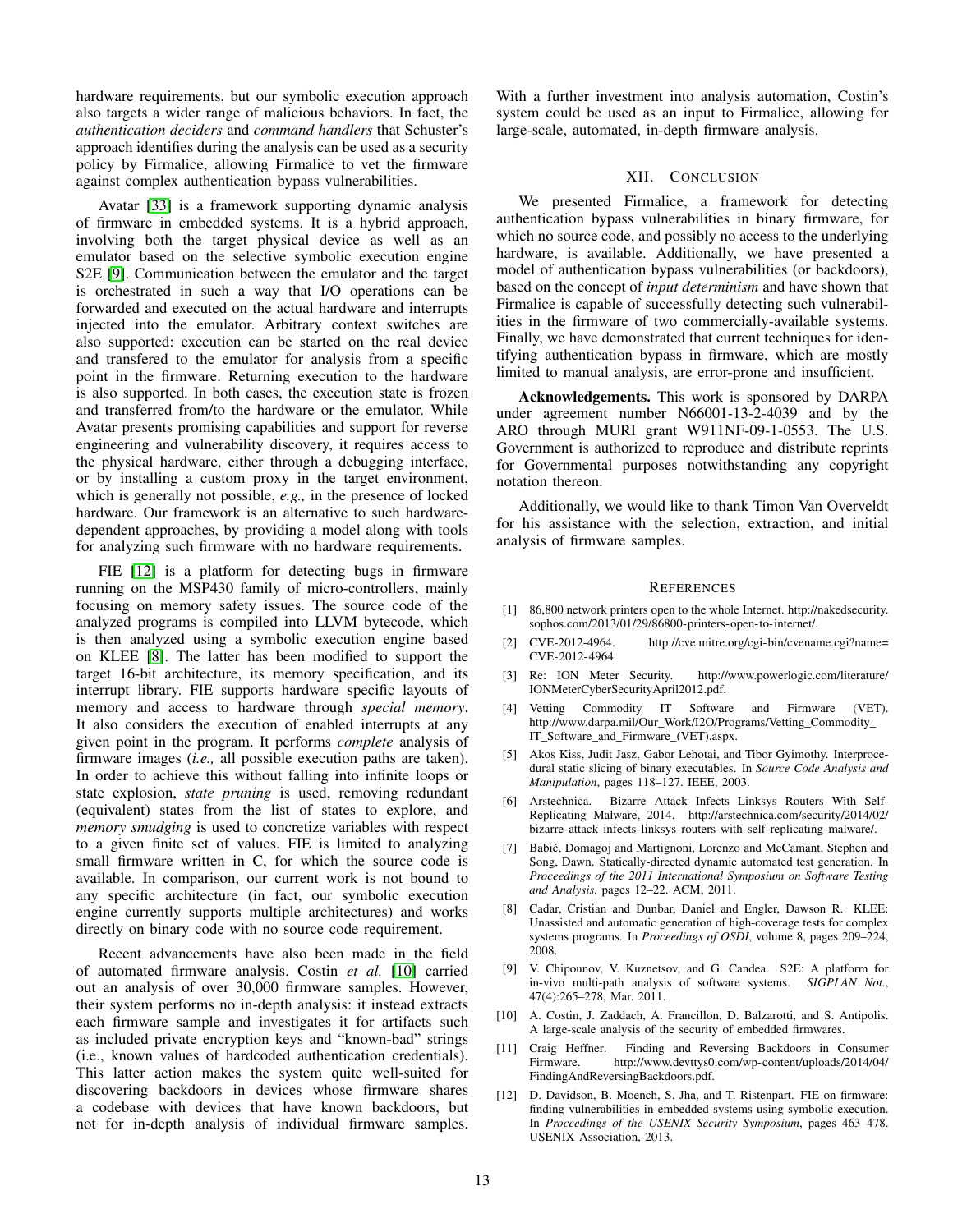hardware requirements, but our symbolic execution approach also targets a wider range of malicious behaviors. In fact, the *authentication deciders* and *command handlers* that Schuster's approach identifies during the analysis can be used as a security policy by Firmalice, allowing Firmalice to vet the firmware against complex authentication bypass vulnerabilities.

Avatar [33] is a framework supporting dynamic analysis of firmware in embedded systems. It is a hybrid approach, involving both the target physical device as well as an emulator based on the selective symbolic execution engine S2E [9]. Communication between the emulator and the target is orchestrated in such a way that I/O operations can be forwarded and executed on the actual hardware and interrupts injected into the emulator. Arbitrary context switches are also supported: execution can be started on the real device and transfered to the emulator for analysis from a specific point in the firmware. Returning execution to the hardware is also supported. In both cases, the execution state is frozen and transferred from/to the hardware or the emulator. While Avatar presents promising capabilities and support for reverse engineering and vulnerability discovery, it requires access to the physical hardware, either through a debugging interface, or by installing a custom proxy in the target environment, which is generally not possible, *e.g.,* in the presence of locked hardware. Our framework is an alternative to such hardware-dependent approaches, by providing a model along with tools for analyzing such firmware with no hardware requirements.

FIE [12] is a platform for detecting bugs in firmware running on the MSP430 family of micro-controllers, mainly focusing on memory safety issues. The source code of the analyzed programs is compiled into LLVM bytecode, which is then analyzed using a symbolic execution engine based on KLEE [8]. The latter has been modified to support the target 16-bit architecture, its memory specification, and its interrupt library. FIE supports hardware specific layouts of memory and access to hardware through *special memory*. It also considers the execution of enabled interrupts at any given point in the program. It performs *complete* analysis of firmware images (*i.e.,* all possible execution paths are taken). In order to achieve this without falling into infinite loops or state explosion, *state pruning* is used, removing redundant (equivalent) states from the list of states to explore, and *memory smudging* is used to concretize variables with respect to a given finite set of values. FIE is limited to analyzing small firmware written in C, for which the source code is available. In comparison, our current work is not bound to any specific architecture (in fact, our symbolic execution engine currently supports multiple architectures) and works directly on binary code with no source code requirement.

Recent advancements have also been made in the field of automated firmware analysis. Costin *et al.* [10] carried out an analysis of over 30,000 firmware samples. However, their system performs no in-depth analysis: it instead extracts each firmware sample and investigates it for artifacts such as included private encryption keys and "known-bad" strings (i.e., known values of hardcoded authentication credentials). This latter action makes the system quite well-suited for discovering backdoors in devices whose firmware shares a codebase with devices that have known backdoors, but not for in-depth analysis of individual firmware samples. With a further investment into analysis automation, Costin's system could be used as an input to Firmalice, allowing for large-scale, automated, in-depth firmware analysis.

## XII. Conclusion

We presented Firmalice, a framework for detecting authentication bypass vulnerabilities in binary firmware, for which no source code, and possibly no access to the underlying hardware, is available. Additionally, we have presented a model of authentication bypass vulnerabilities (or backdoors), based on the concept of *input determinism* and have shown that Firmalice is capable of successfully detecting such vulnerabilities in the firmware of two commercially-available systems. Finally, we have demonstrated that current techniques for identifying authentication bypass in firmware, which are mostly limited to manual analysis, are error-prone and insufficient.

**Acknowledgements.** This work is sponsored by DARPA under agreement number N66001-13-2-4039 and by the ARO through MURI grant W911NF-09-1-0553. The U.S. Government is authorized to reproduce and distribute reprints for Governmental purposes notwithstanding any copyright notation thereon.

Additionally, we would like to thank Timon Van Overveldt for his assistance with the selection, extraction, and initial analysis of firmware samples.

## References

[1] 86,800 network printers open to the whole Internet. http://nakedsecurity.sophos.com/2013/01/29/86800-printers-open-to-internet/.

[2] CVE-2012-4964. http://cve.mitre.org/cgi-bin/cvename.cgi?name=CVE-2012-4964.

[3] Re: ION Meter Security. http://www.powerlogic.com/literature/IONMeterCyberSecurityApril2012.pdf.

[4] Vetting Commodity IT Software and Firmware (VET). http://www.darpa.mil/Our_Work/I2O/Programs/Vetting_Commodity_IT_Software_and_Firmware_(VET).aspx.

[5] Akos Kiss, Judit Jasz, Gabor Lehotai, and Tibor Gyimothy. Interprocedural static slicing of binary executables. In *Source Code Analysis and Manipulation*, pages 118–127. IEEE, 2003.

[6] Arstechnica. Bizarre Attack Infects Linksys Routers With Self-Replicating Malware, 2014. http://arstechnica.com/security/2014/02/bizarre-attack-infects-linksys-routers-with-self-replicating-malware/.

[7] Babić, Domagoj and Martignoni, Lorenzo and McCamant, Stephen and Song, Dawn. Statically-directed dynamic automated test generation. In *Proceedings of the 2011 International Symposium on Software Testing and Analysis*, pages 12–22. ACM, 2011.

[8] Cadar, Cristian and Dunbar, Daniel and Engler, Dawson R. KLEE: Unassisted and automatic generation of high-coverage tests for complex systems programs. In *Proceedings of OSDI*, volume 8, pages 209–224, 2008.

[9] V. Chipounov, V. Kuznetsov, and G. Candea. S2E: A platform for in-vivo multi-path analysis of software systems. *SIGPLAN Not.*, 47(4):265–278, Mar. 2011.

[10] A. Costin, J. Zaddach, A. Francillon, D. Balzarotti, and S. Antipolis. A large-scale analysis of the security of embedded firmwares.

[11] Craig Heffner. Finding and Reversing Backdoors in Consumer Firmware. http://www.devttys0.com/wp-content/uploads/2014/04/FindingAndReversingBackdoors.pdf.

[12] D. Davidson, B. Moench, S. Jha, and T. Ristenpart. FIE on firmware: finding vulnerabilities in embedded systems using symbolic execution. In *Proceedings of the USENIX Security Symposium*, pages 463–478. USENIX Association, 2013.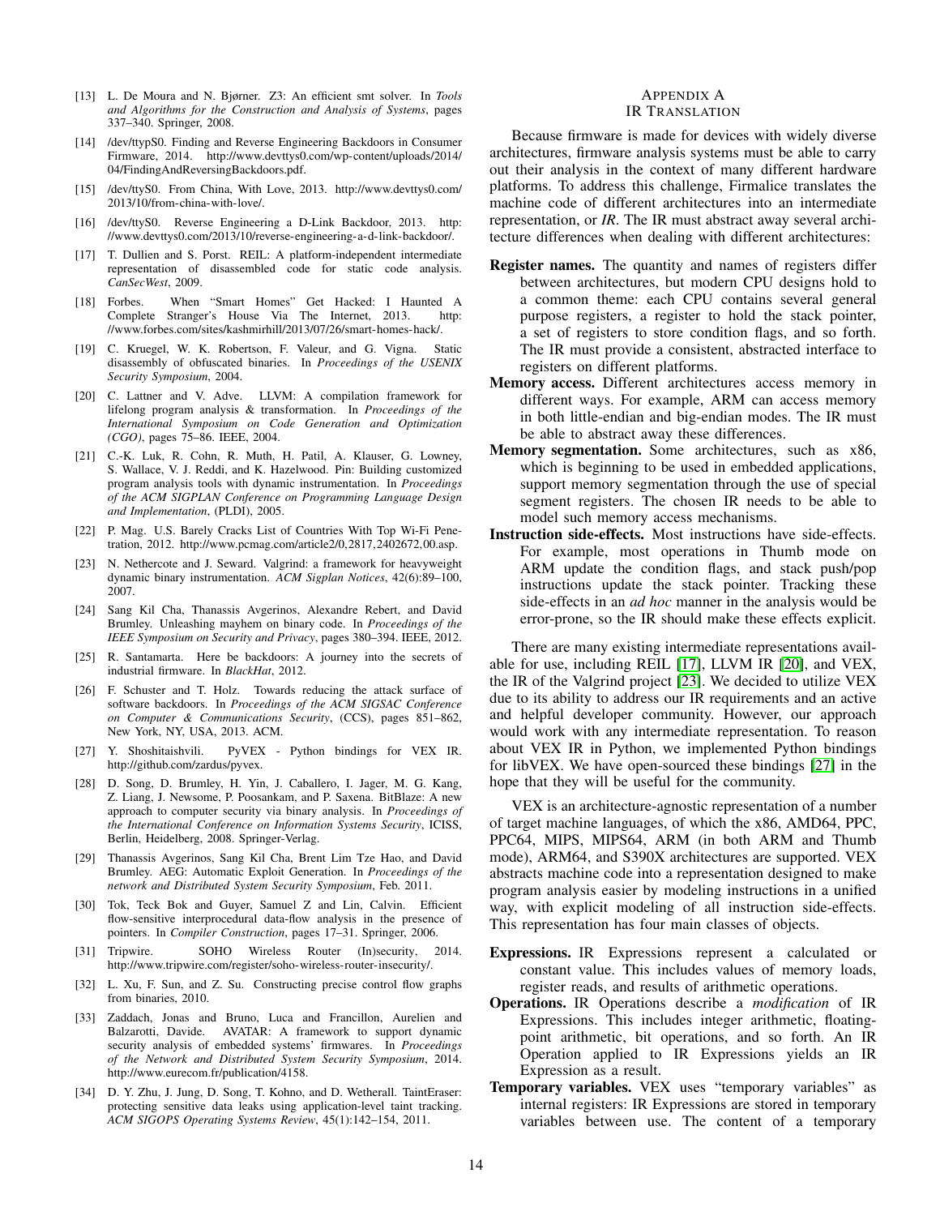[13] L. De Moura and N. Bjørner. Z3: An efficient smt solver. In *Tools and Algorithms for the Construction and Analysis of Systems*, pages 337–340. Springer, 2008.

[14] /dev/ttypS0. Finding and Reverse Engineering Backdoors in Consumer Firmware, 2014. http://www.devttys0.com/wp-content/uploads/2014/04/FindingAndReversingBackdoors.pdf.

[15] /dev/ttyS0. From China, With Love, 2013. http://www.devttys0.com/2013/10/from-china-with-love/.

[16] /dev/ttyS0. Reverse Engineering a D-Link Backdoor, 2013. http://www.devttys0.com/2013/10/reverse-engineering-a-d-link-backdoor/.

[17] T. Dullien and S. Porst. REIL: A platform-independent intermediate representation of disassembled code for static code analysis. *CanSecWest*, 2009.

[18] Forbes. When "Smart Homes" Get Hacked: I Haunted A Complete Stranger's House Via The Internet, 2013. http://www.forbes.com/sites/kashmirhill/2013/07/26/smart-homes-hack/.

[19] C. Kruegel, W. K. Robertson, F. Valeur, and G. Vigna. Static disassembly of obfuscated binaries. In *Proceedings of the USENIX Security Symposium*, 2004.

[20] C. Lattner and V. Adve. LLVM: A compilation framework for lifelong program analysis & transformation. In *Proceedings of the International Symposium on Code Generation and Optimization (CGO)*, pages 75–86. IEEE, 2004.

[21] C.-K. Luk, R. Cohn, R. Muth, H. Patil, A. Klauser, G. Lowney, S. Wallace, V. J. Reddi, and K. Hazelwood. Pin: Building customized program analysis tools with dynamic instrumentation. In *Proceedings of the ACM SIGPLAN Conference on Programming Language Design and Implementation*, (PLDI), 2005.

[22] P. Mag. U.S. Barely Cracks List of Countries With Top Wi-Fi Penetration, 2012. http://www.pcmag.com/article2/0,2817,2402672,00.asp.

[23] N. Nethercote and J. Seward. Valgrind: a framework for heavyweight dynamic binary instrumentation. *ACM Sigplan Notices*, 42(6):89–100, 2007.

[24] Sang Kil Cha, Thanassis Avgerinos, Alexandre Rebert, and David Brumley. Unleashing mayhem on binary code. In *Proceedings of the IEEE Symposium on Security and Privacy*, pages 380–394. IEEE, 2012.

[25] R. Santamarta. Here be backdoors: A journey into the secrets of industrial firmware. In *BlackHat*, 2012.

[26] F. Schuster and T. Holz. Towards reducing the attack surface of software backdoors. In *Proceedings of the ACM SIGSAC Conference on Computer & Communications Security*, (CCS), pages 851–862, New York, NY, USA, 2013. ACM.

[27] Y. Shoshitaishvili. PyVEX - Python bindings for VEX IR. http://github.com/zardus/pyvex.

[28] D. Song, D. Brumley, H. Yin, J. Caballero, I. Jager, M. G. Kang, Z. Liang, J. Newsome, P. Poosankam, and P. Saxena. BitBlaze: A new approach to computer security via binary analysis. In *Proceedings of the International Conference on Information Systems Security*, ICISS, Berlin, Heidelberg, 2008. Springer-Verlag.

[29] Thanassis Avgerinos, Sang Kil Cha, Brent Lim Tze Hao, and David Brumley. AEG: Automatic Exploit Generation. In *Proceedings of the network and Distributed System Security Symposium*, Feb. 2011.

[30] Tok, Teck Bok and Guyer, Samuel Z and Lin, Calvin. Efficient flow-sensitive interprocedural data-flow analysis in the presence of pointers. In *Compiler Construction*, pages 17–31. Springer, 2006.

[31] Tripwire. SOHO Wireless Router (In)security, 2014. http://www.tripwire.com/register/soho-wireless-router-insecurity/.

[32] L. Xu, F. Sun, and Z. Su. Constructing precise control flow graphs from binaries, 2010.

[33] Zaddach, Jonas and Bruno, Luca and Francillon, Aurelien and Balzarotti, Davide. AVATAR: A framework to support dynamic security analysis of embedded systems' firmwares. In *Proceedings of the Network and Distributed System Security Symposium*, 2014. http://www.eurecom.fr/publication/4158.

[34] D. Y. Zhu, J. Jung, D. Song, T. Kohno, and D. Wetherall. TaintEraser: protecting sensitive data leaks using application-level taint tracking. *ACM SIGOPS Operating Systems Review*, 45(1):142–154, 2011.

# Appendix A
# IR Translation

Because firmware is made for devices with widely diverse architectures, firmware analysis systems must be able to carry out their analysis in the context of many different hardware platforms. To address this challenge, Firmalice translates the machine code of different architectures into an intermediate representation, or *IR*. The IR must abstract away several architecture differences when dealing with different architectures:

**Register names.** The quantity and names of registers differ between architectures, but modern CPU designs hold to a common theme: each CPU contains several general purpose registers, a register to hold the stack pointer, a set of registers to store condition flags, and so forth. The IR must provide a consistent, abstracted interface to registers on different platforms.

**Memory access.** Different architectures access memory in different ways. For example, ARM can access memory in both little-endian and big-endian modes. The IR must be able to abstract away these differences.

**Memory segmentation.** Some architectures, such as x86, which is beginning to be used in embedded applications, support memory segmentation through the use of special segment registers. The chosen IR needs to be able to model such memory access mechanisms.

**Instruction side-effects.** Most instructions have side-effects. For example, most operations in Thumb mode on ARM update the condition flags, and stack push/pop instructions update the stack pointer. Tracking these side-effects in an *ad hoc* manner in the analysis would be error-prone, so the IR should make these effects explicit.

There are many existing intermediate representations available for use, including REIL [17], LLVM IR [20], and VEX, the IR of the Valgrind project [23]. We decided to utilize VEX due to its ability to address our IR requirements and an active and helpful developer community. However, our approach would work with any intermediate representation. To reason about VEX IR in Python, we implemented Python bindings for libVEX. We have open-sourced these bindings [27] in the hope that they will be useful for the community.

VEX is an architecture-agnostic representation of a number of target machine languages, of which the x86, AMD64, PPC, PPC64, MIPS, MIPS64, ARM (in both ARM and Thumb mode), ARM64, and S390X architectures are supported. VEX abstracts machine code into a representation designed to make program analysis easier by modeling instructions in a unified way, with explicit modeling of all instruction side-effects. This representation has four main classes of objects.

**Expressions.** IR Expressions represent a calculated or constant value. This includes values of memory loads, register reads, and results of arithmetic operations.

**Operations.** IR Operations describe a *modification* of IR Expressions. This includes integer arithmetic, floating-point arithmetic, bit operations, and so forth. An IR Operation applied to IR Expressions yields an IR Expression as a result.

**Temporary variables.** VEX uses "temporary variables" as internal registers: IR Expressions are stored in temporary variables between use. The content of a temporary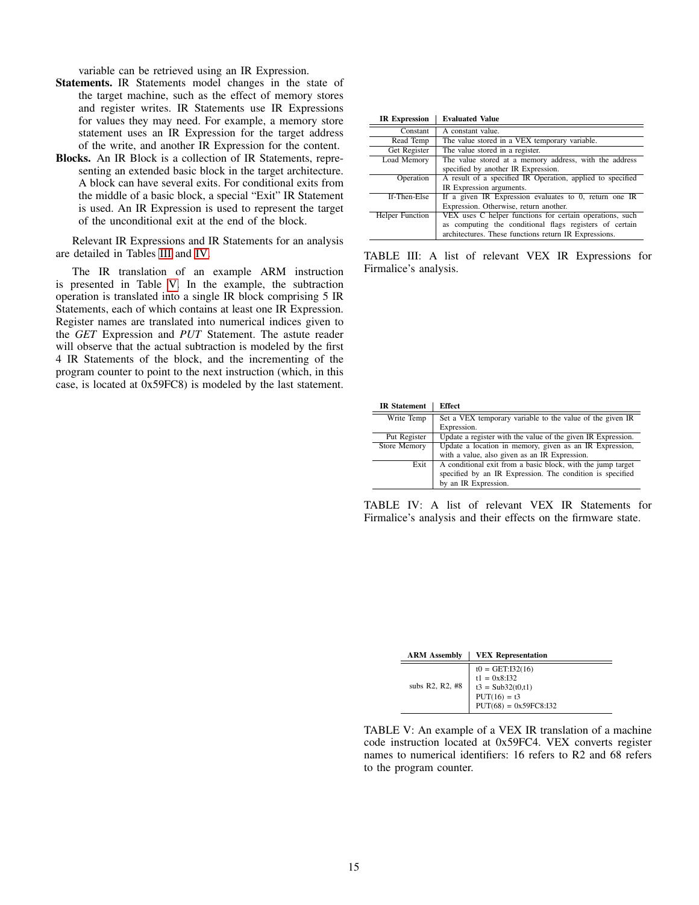variable can be retrieved using an IR Expression.

**Statements.** IR Statements model changes in the state of the target machine, such as the effect of memory stores and register writes. IR Statements use IR Expressions for values they may need. For example, a memory store statement uses an IR Expression for the target address of the write, and another IR Expression for the content.

**Blocks.** An IR Block is a collection of IR Statements, representing an extended basic block in the target architecture. A block can have several exits. For conditional exits from the middle of a basic block, a special "Exit" IR Statement is used. An IR Expression is used to represent the target of the unconditional exit at the end of the block.

Relevant IR Expressions and IR Statements for an analysis are detailed in Tables III and IV.

The IR translation of an example ARM instruction is presented in Table V. In the example, the subtraction operation is translated into a single IR block comprising 5 IR Statements, each of which contains at least one IR Expression. Register names are translated into numerical indices given to the *GET* Expression and *PUT* Statement. The astute reader will observe that the actual subtraction is modeled by the first 4 IR Statements of the block, and the incrementing of the program counter to point to the next instruction (which, in this case, is located at 0x59FC8) is modeled by the last statement.

| IR Expression | Evaluated Value |
|---|---|
| Constant | A constant value. |
| Read Temp | The value stored in a VEX temporary variable. |
| Get Register | The value stored in a register. |
| Load Memory | The value stored at a memory address, with the address specified by another IR Expression. |
| Operation | A result of a specified IR Operation, applied to specified IR Expression arguments. |
| If-Then-Else | If a given IR Expression evaluates to 0, return one IR Expression. Otherwise, return another. |
| Helper Function | VEX uses C helper functions for certain operations, such as computing the conditional flags registers of certain architectures. These functions return IR Expressions. |

TABLE III: A list of relevant VEX IR Expressions for Firmalice's analysis.

| IR Statement | Effect |
|---|---|
| Write Temp | Set a VEX temporary variable to the value of the given IR Expression. |
| Put Register | Update a register with the value of the given IR Expression. |
| Store Memory | Update a location in memory, given as an IR Expression, with a value, also given as an IR Expression. |
| Exit | A conditional exit from a basic block, with the jump target specified by an IR Expression. The condition is specified by an IR Expression. |

TABLE IV: A list of relevant VEX IR Statements for Firmalice's analysis and their effects on the firmware state.

| ARM Assembly | VEX Representation |
|---|---|
| subs R2, R2, #8 | t0 = GET:I32(16)<br>t1 = 0x8:I32<br>t3 = Sub32(t0,t1)<br>PUT(16) = t3<br>PUT(68) = 0x59FC8:I32 |

TABLE V: An example of a VEX IR translation of a machine code instruction located at 0x59FC4. VEX converts register names to numerical identifiers: 16 refers to R2 and 68 refers to the program counter.